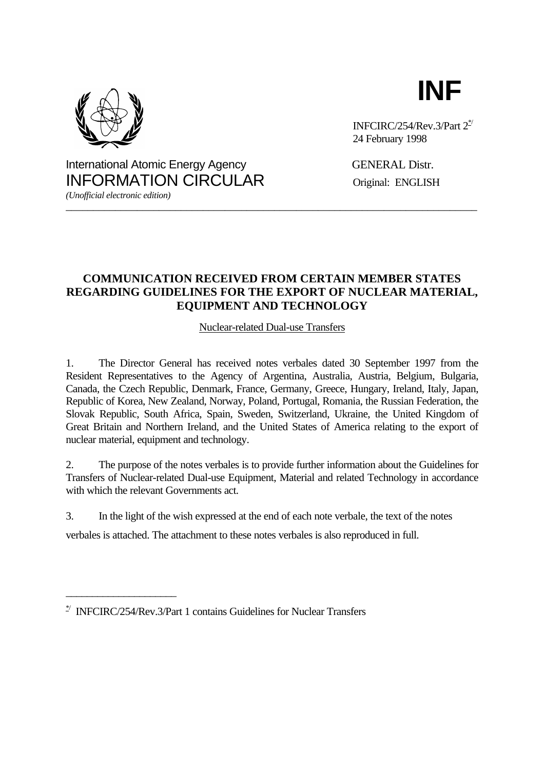# INF

INFCIRC/254/Rev.3/Part 2[*/]
24 February 1998

International Atomic Energy Agency
INFORMATION CIRCULAR
*(Unofficial electronic edition)*

GENERAL Distr.
Original: ENGLISH

---

**COMMUNICATION RECEIVED FROM CERTAIN MEMBER STATES REGARDING GUIDELINES FOR THE EXPORT OF NUCLEAR MATERIAL, EQUIPMENT AND TECHNOLOGY**

Nuclear-related Dual-use Transfers

1. The Director General has received notes verbales dated 30 September 1997 from the Resident Representatives to the Agency of Argentina, Australia, Austria, Belgium, Bulgaria, Canada, the Czech Republic, Denmark, France, Germany, Greece, Hungary, Ireland, Italy, Japan, Republic of Korea, New Zealand, Norway, Poland, Portugal, Romania, the Russian Federation, the Slovak Republic, South Africa, Spain, Sweden, Switzerland, Ukraine, the United Kingdom of Great Britain and Northern Ireland, and the United States of America relating to the export of nuclear material, equipment and technology.

2. The purpose of the notes verbales is to provide further information about the Guidelines for Transfers of Nuclear-related Dual-use Equipment, Material and related Technology in accordance with which the relevant Governments act.

3. In the light of the wish expressed at the end of each note verbale, the text of the notes verbales is attached. The attachment to these notes verbales is also reproduced in full.

---

[*/] INFCIRC/254/Rev.3/Part 1 contains Guidelines for Nuclear Transfers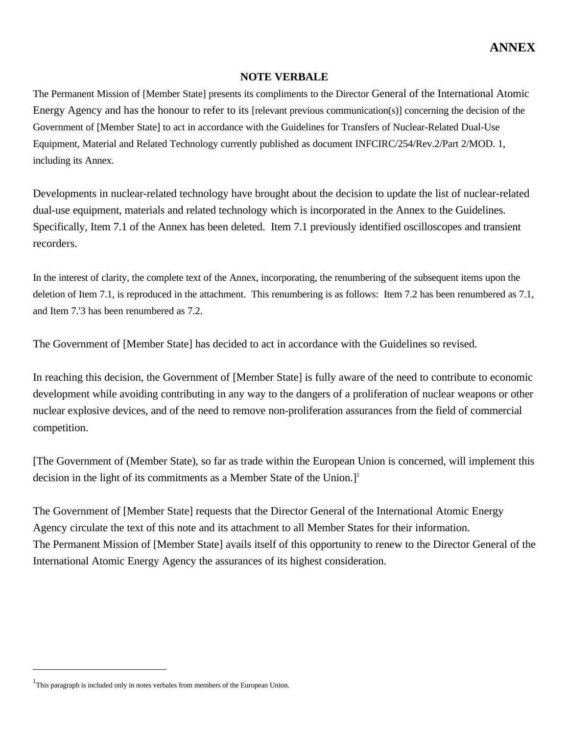# ANNEX

## NOTE VERBALE

The Permanent Mission of [Member State] presents its compliments to the Director General of the International Atomic Energy Agency and has the honour to refer to its [relevant previous communication(s)] concerning the decision of the Government of [Member State] to act in accordance with the Guidelines for Transfers of Nuclear-Related Dual-Use Equipment, Material and Related Technology currently published as document INFCIRC/254/Rev.2/Part 2/MOD. 1, including its Annex.

Developments in nuclear-related technology have brought about the decision to update the list of nuclear-related dual-use equipment, materials and related technology which is incorporated in the Annex to the Guidelines. Specifically, Item 7.1 of the Annex has been deleted. Item 7.1 previously identified oscilloscopes and transient recorders.

In the interest of clarity, the complete text of the Annex, incorporating, the renumbering of the subsequent items upon the deletion of Item 7.1, is reproduced in the attachment. This renumbering is as follows: Item 7.2 has been renumbered as 7.1, and Item 7.'3 has been renumbered as 7.2.

The Government of [Member State] has decided to act in accordance with the Guidelines so revised.

In reaching this decision, the Government of [Member State] is fully aware of the need to contribute to economic development while avoiding contributing in any way to the dangers of a proliferation of nuclear weapons or other nuclear explosive devices, and of the need to remove non-proliferation assurances from the field of commercial competition.

[The Government of (Member State), so far as trade within the European Union is concerned, will implement this decision in the light of its commitments as a Member State of the Union.][1]

The Government of [Member State] requests that the Director General of the International Atomic Energy Agency circulate the text of this note and its attachment to all Member States for their information.
The Permanent Mission of [Member State] avails itself of this opportunity to renew to the Director General of the International Atomic Energy Agency the assurances of its highest consideration.

---

[1] This paragraph is included only in notes verbales from members of the European Union.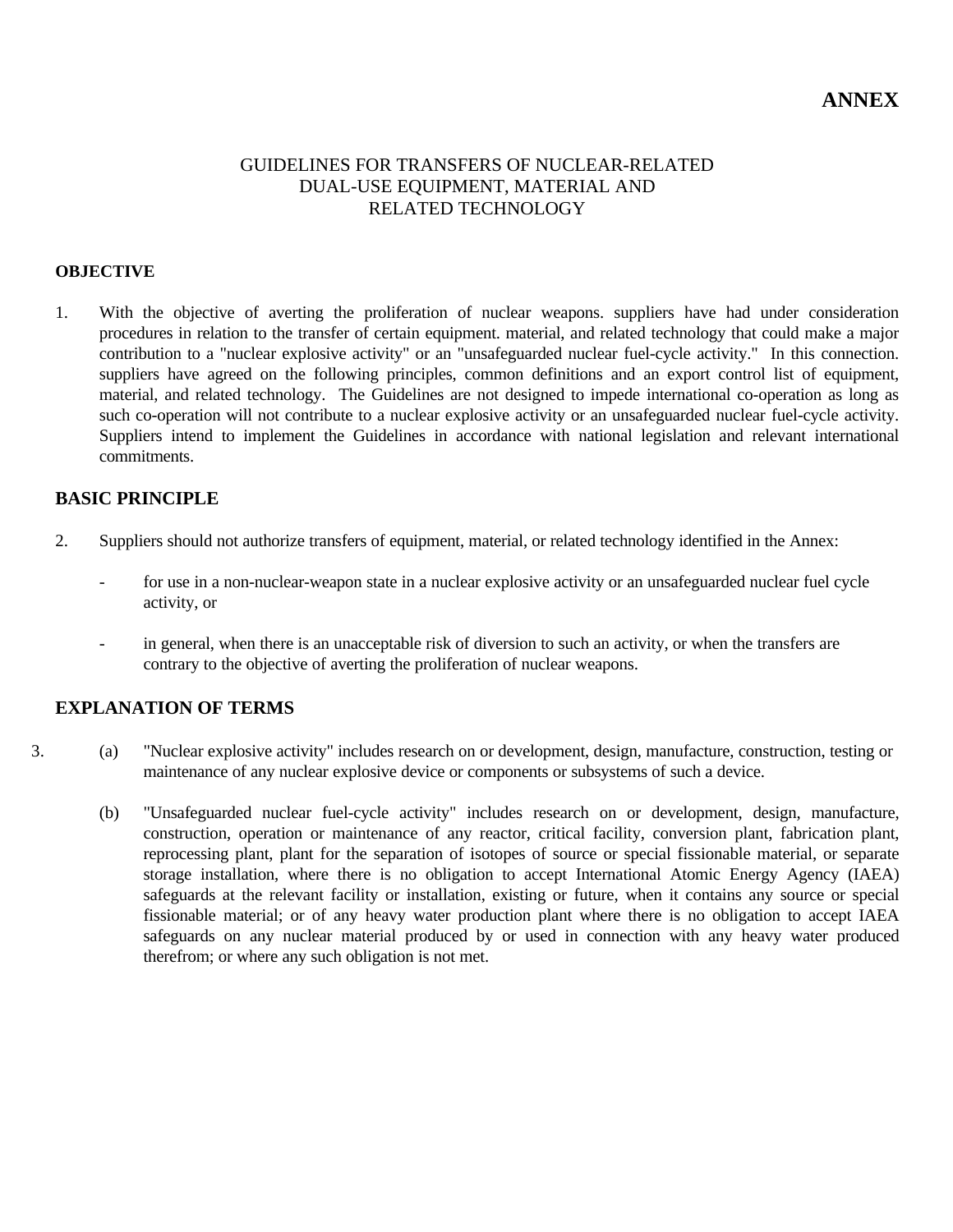**ANNEX**

GUIDELINES FOR TRANSFERS OF NUCLEAR-RELATED DUAL-USE EQUIPMENT, MATERIAL AND RELATED TECHNOLOGY

**OBJECTIVE**

1. With the objective of averting the proliferation of nuclear weapons. suppliers have had under consideration procedures in relation to the transfer of certain equipment. material, and related technology that could make a major contribution to a "nuclear explosive activity" or an "unsafeguarded nuclear fuel-cycle activity." In this connection. suppliers have agreed on the following principles, common definitions and an export control list of equipment, material, and related technology. The Guidelines are not designed to impede international co-operation as long as such co-operation will not contribute to a nuclear explosive activity or an unsafeguarded nuclear fuel-cycle activity. Suppliers intend to implement the Guidelines in accordance with national legislation and relevant international commitments.

**BASIC PRINCIPLE**

2. Suppliers should not authorize transfers of equipment, material, or related technology identified in the Annex:

   - for use in a non-nuclear-weapon state in a nuclear explosive activity or an unsafeguarded nuclear fuel cycle activity, or

   - in general, when there is an unacceptable risk of diversion to such an activity, or when the transfers are contrary to the objective of averting the proliferation of nuclear weapons.

**EXPLANATION OF TERMS**

3. (a) "Nuclear explosive activity" includes research on or development, design, manufacture, construction, testing or maintenance of any nuclear explosive device or components or subsystems of such a device.

   (b) "Unsafeguarded nuclear fuel-cycle activity" includes research on or development, design, manufacture, construction, operation or maintenance of any reactor, critical facility, conversion plant, fabrication plant, reprocessing plant, plant for the separation of isotopes of source or special fissionable material, or separate storage installation, where there is no obligation to accept International Atomic Energy Agency (IAEA) safeguards at the relevant facility or installation, existing or future, when it contains any source or special fissionable material; or of any heavy water production plant where there is no obligation to accept IAEA safeguards on any nuclear material produced by or used in connection with any heavy water produced therefrom; or where any such obligation is not met.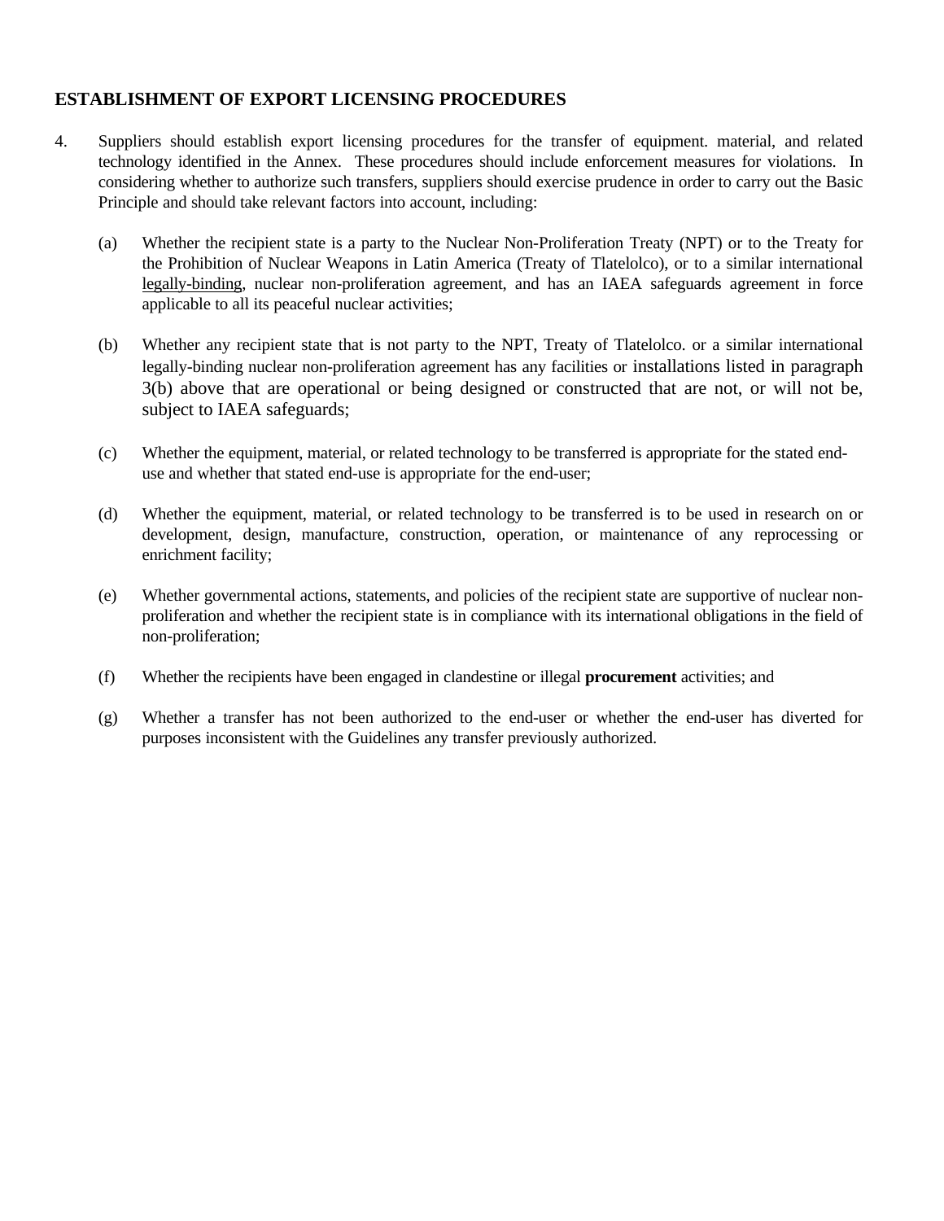## ESTABLISHMENT OF EXPORT LICENSING PROCEDURES

4. Suppliers should establish export licensing procedures for the transfer of equipment. material, and related technology identified in the Annex. These procedures should include enforcement measures for violations. In considering whether to authorize such transfers, suppliers should exercise prudence in order to carry out the Basic Principle and should take relevant factors into account, including:

   (a) Whether the recipient state is a party to the Nuclear Non-Proliferation Treaty (NPT) or to the Treaty for the Prohibition of Nuclear Weapons in Latin America (Treaty of Tlatelolco), or to a similar international legally-binding, nuclear non-proliferation agreement, and has an IAEA safeguards agreement in force applicable to all its peaceful nuclear activities;

   (b) Whether any recipient state that is not party to the NPT, Treaty of Tlatelolco. or a similar international legally-binding nuclear non-proliferation agreement has any facilities or installations listed in paragraph 3(b) above that are operational or being designed or constructed that are not, or will not be, subject to IAEA safeguards;

   (c) Whether the equipment, material, or related technology to be transferred is appropriate for the stated end-use and whether that stated end-use is appropriate for the end-user;

   (d) Whether the equipment, material, or related technology to be transferred is to be used in research on or development, design, manufacture, construction, operation, or maintenance of any reprocessing or enrichment facility;

   (e) Whether governmental actions, statements, and policies of the recipient state are supportive of nuclear non-proliferation and whether the recipient state is in compliance with its international obligations in the field of non-proliferation;

   (f) Whether the recipients have been engaged in clandestine or illegal **procurement** activities; and

   (g) Whether a transfer has not been authorized to the end-user or whether the end-user has diverted for purposes inconsistent with the Guidelines any transfer previously authorized.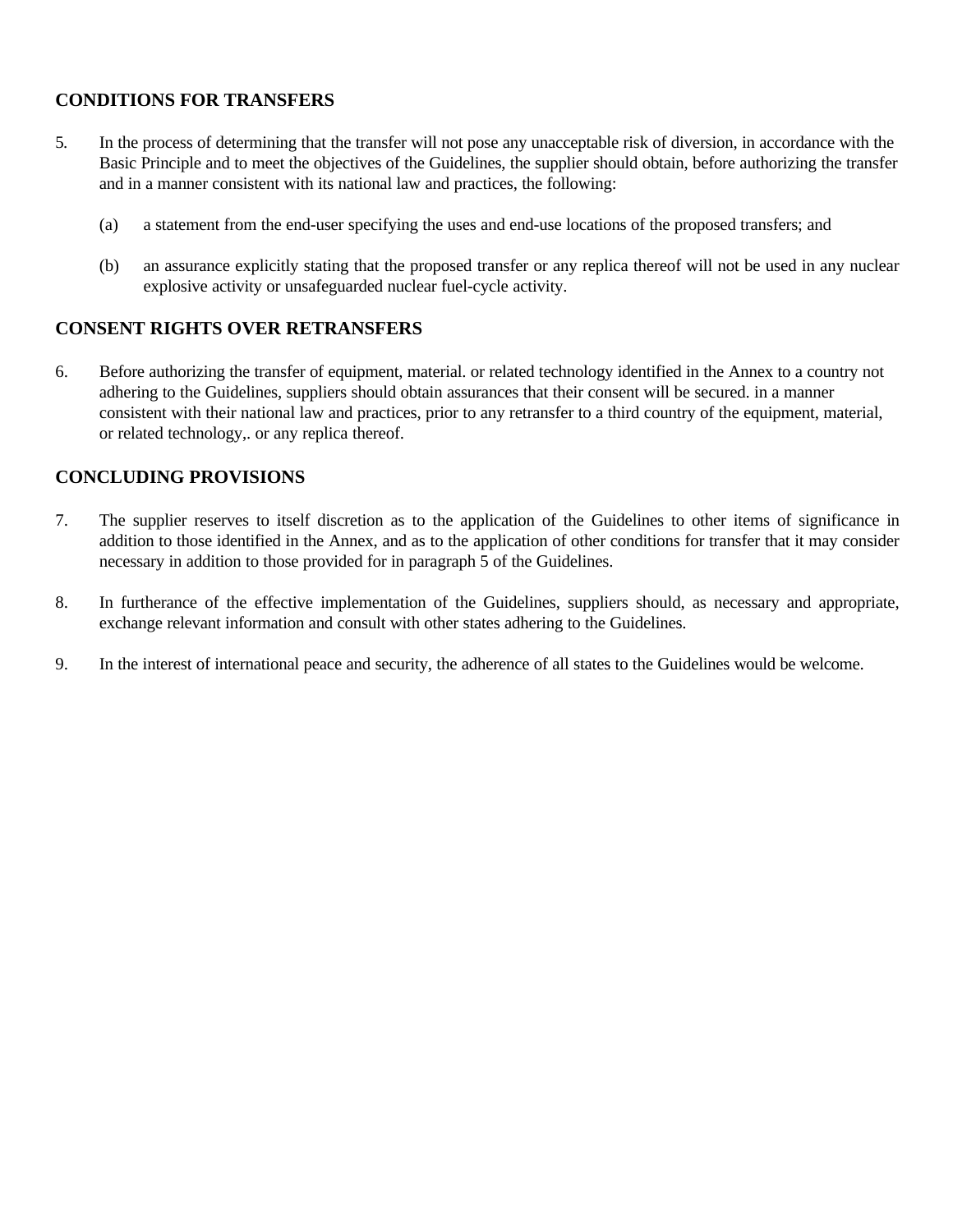## CONDITIONS FOR TRANSFERS

5. In the process of determining that the transfer will not pose any unacceptable risk of diversion, in accordance with the Basic Principle and to meet the objectives of the Guidelines, the supplier should obtain, before authorizing the transfer and in a manner consistent with its national law and practices, the following:

   (a) a statement from the end-user specifying the uses and end-use locations of the proposed transfers; and

   (b) an assurance explicitly stating that the proposed transfer or any replica thereof will not be used in any nuclear explosive activity or unsafeguarded nuclear fuel-cycle activity.

## CONSENT RIGHTS OVER RETRANSFERS

6. Before authorizing the transfer of equipment, material. or related technology identified in the Annex to a country not adhering to the Guidelines, suppliers should obtain assurances that their consent will be secured. in a manner consistent with their national law and practices, prior to any retransfer to a third country of the equipment, material, or related technology,. or any replica thereof.

## CONCLUDING PROVISIONS

7. The supplier reserves to itself discretion as to the application of the Guidelines to other items of significance in addition to those identified in the Annex, and as to the application of other conditions for transfer that it may consider necessary in addition to those provided for in paragraph 5 of the Guidelines.

8. In furtherance of the effective implementation of the Guidelines, suppliers should, as necessary and appropriate, exchange relevant information and consult with other states adhering to the Guidelines.

9. In the interest of international peace and security, the adherence of all states to the Guidelines would be welcome.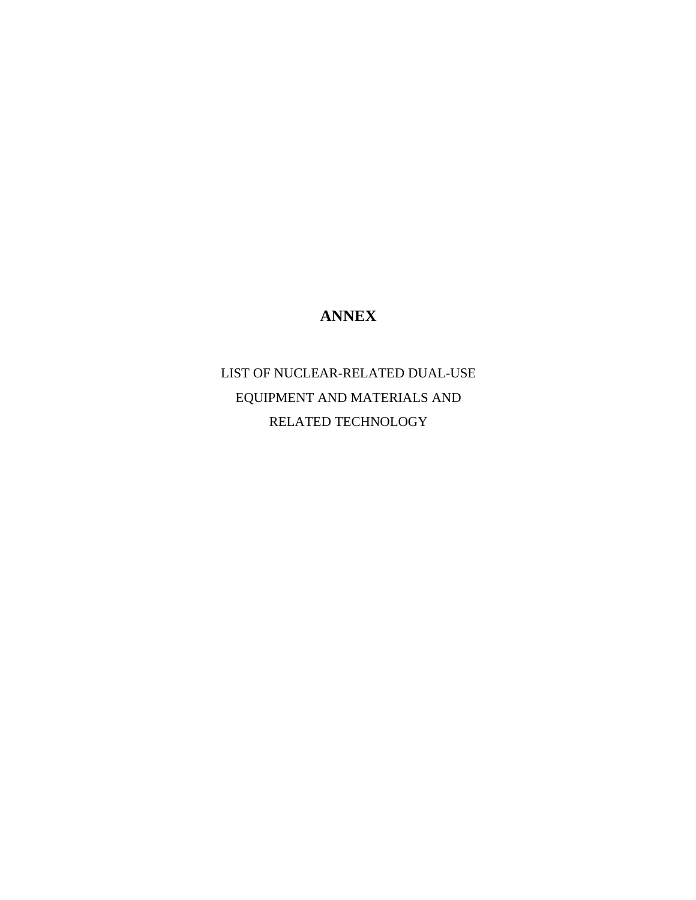# ANNEX

LIST OF NUCLEAR-RELATED DUAL-USE EQUIPMENT AND MATERIALS AND RELATED TECHNOLOGY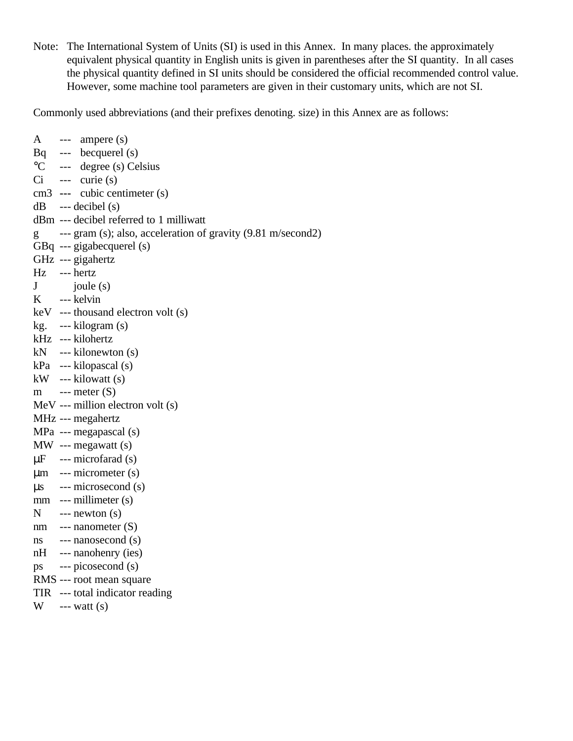Note: The International System of Units (SI) is used in this Annex. In many places. the approximately equivalent physical quantity in English units is given in parentheses after the SI quantity. In all cases the physical quantity defined in SI units should be considered the official recommended control value. However, some machine tool parameters are given in their customary units, which are not SI.

Commonly used abbreviations (and their prefixes denoting. size) in this Annex are as follows:

A --- ampere (s)
Bq --- becquerel (s)
°C --- degree (s) Celsius
Ci --- curie (s)
cm3 --- cubic centimeter (s)
dB --- decibel (s)
dBm --- decibel referred to 1 milliwatt
g --- gram (s); also, acceleration of gravity (9.81 m/second2)
GBq --- gigabecquerel (s)
GHz --- gigahertz
Hz --- hertz
J joule (s)
K --- kelvin
keV --- thousand electron volt (s)
kg. --- kilogram (s)
kHz --- kilohertz
kN --- kilonewton (s)
kPa --- kilopascal (s)
kW --- kilowatt (s)
m --- meter (S)
MeV --- million electron volt (s)
MHz --- megahertz
MPa --- megapascal (s)
MW --- megawatt (s)
µF --- microfarad (s)
µm --- micrometer (s)
µs --- microsecond (s)
mm --- millimeter (s)
N --- newton (s)
nm --- nanometer (S)
ns --- nanosecond (s)
nH --- nanohenry (ies)
ps --- picosecond (s)
RMS --- root mean square
TIR --- total indicator reading
W --- watt (s)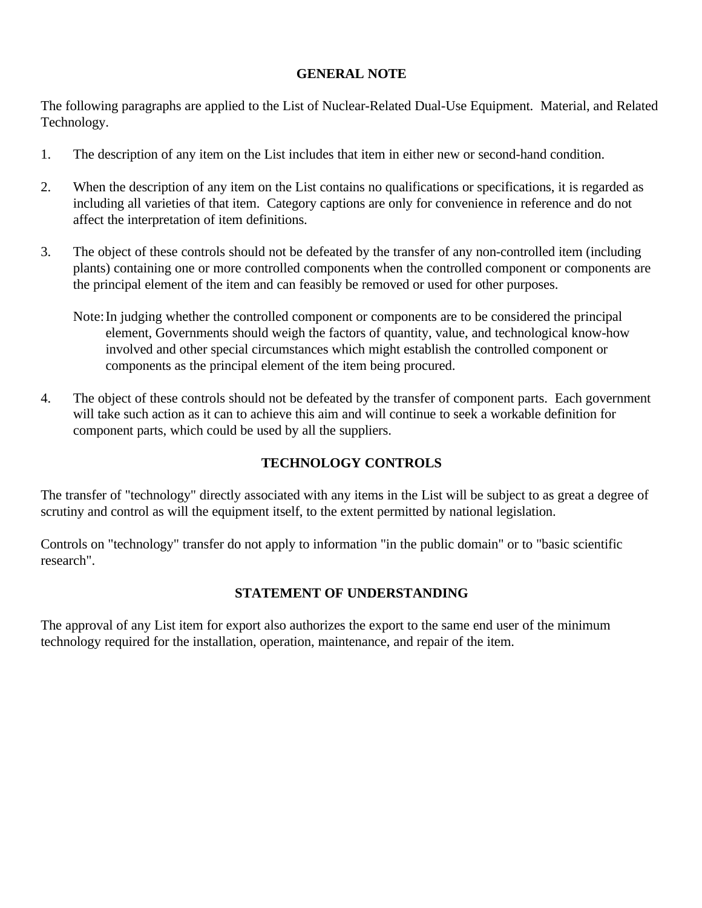## GENERAL NOTE

The following paragraphs are applied to the List of Nuclear-Related Dual-Use Equipment. Material, and Related Technology.

1. The description of any item on the List includes that item in either new or second-hand condition.

2. When the description of any item on the List contains no qualifications or specifications, it is regarded as including all varieties of that item. Category captions are only for convenience in reference and do not affect the interpretation of item definitions.

3. The object of these controls should not be defeated by the transfer of any non-controlled item (including plants) containing one or more controlled components when the controlled component or components are the principal element of the item and can feasibly be removed or used for other purposes.

   Note: In judging whether the controlled component or components are to be considered the principal element, Governments should weigh the factors of quantity, value, and technological know-how involved and other special circumstances which might establish the controlled component or components as the principal element of the item being procured.

4. The object of these controls should not be defeated by the transfer of component parts. Each government will take such action as it can to achieve this aim and will continue to seek a workable definition for component parts, which could be used by all the suppliers.

## TECHNOLOGY CONTROLS

The transfer of "technology" directly associated with any items in the List will be subject to as great a degree of scrutiny and control as will the equipment itself, to the extent permitted by national legislation.

Controls on "technology" transfer do not apply to information "in the public domain" or to "basic scientific research".

## STATEMENT OF UNDERSTANDING

The approval of any List item for export also authorizes the export to the same end user of the minimum technology required for the installation, operation, maintenance, and repair of the item.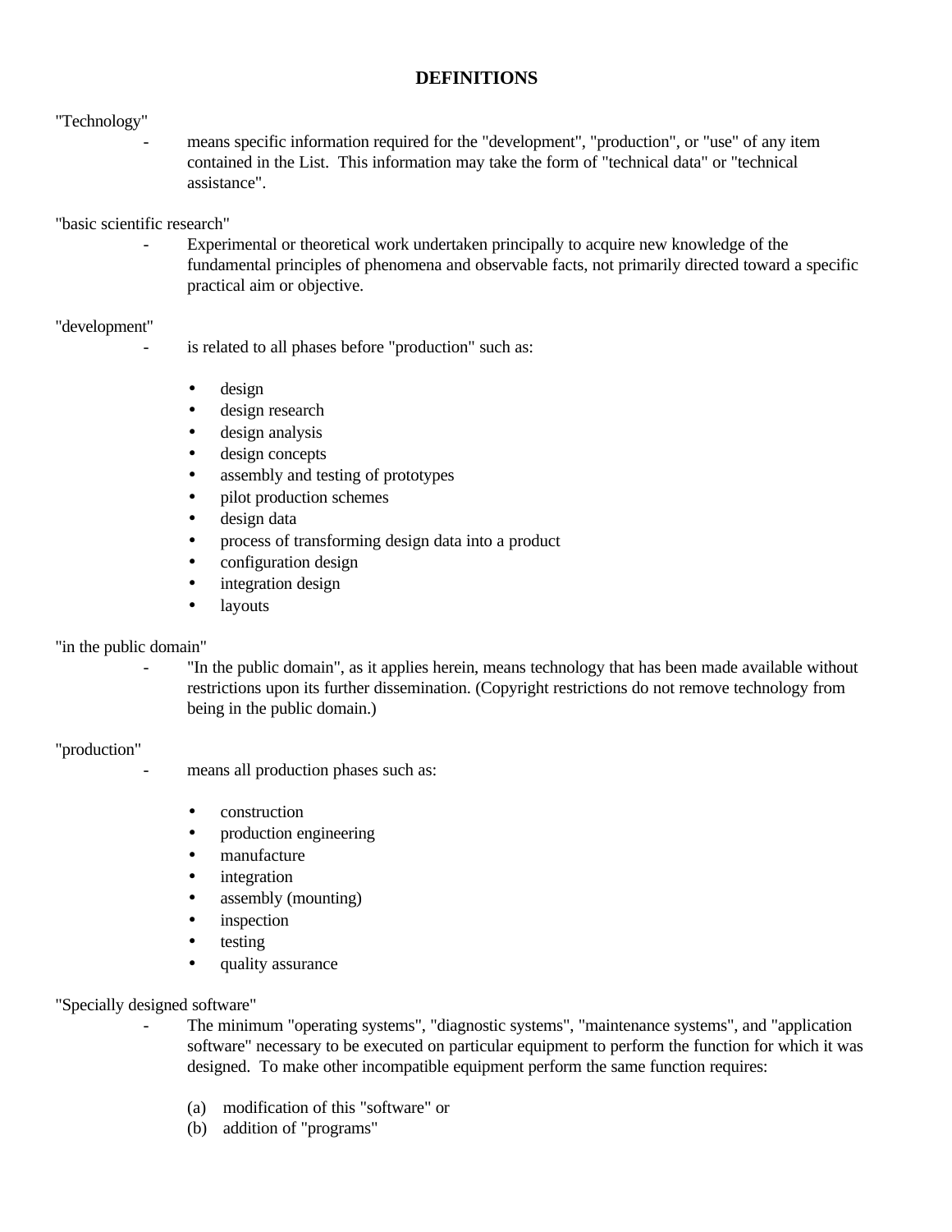# DEFINITIONS

"Technology"

- means specific information required for the "development", "production", or "use" of any item contained in the List. This information may take the form of "technical data" or "technical assistance".

"basic scientific research"

- Experimental or theoretical work undertaken principally to acquire new knowledge of the fundamental principles of phenomena and observable facts, not primarily directed toward a specific practical aim or objective.

"development"

- is related to all phases before "production" such as:

  - design
  - design research
  - design analysis
  - design concepts
  - assembly and testing of prototypes
  - pilot production schemes
  - design data
  - process of transforming design data into a product
  - configuration design
  - integration design
  - layouts

"in the public domain"

- "In the public domain", as it applies herein, means technology that has been made available without restrictions upon its further dissemination. (Copyright restrictions do not remove technology from being in the public domain.)

"production"

- means all production phases such as:

  - construction
  - production engineering
  - manufacture
  - integration
  - assembly (mounting)
  - inspection
  - testing
  - quality assurance

"Specially designed software"

- The minimum "operating systems", "diagnostic systems", "maintenance systems", and "application software" necessary to be executed on particular equipment to perform the function for which it was designed. To make other incompatible equipment perform the same function requires:

  (a) modification of this "software" or
  (b) addition of "programs"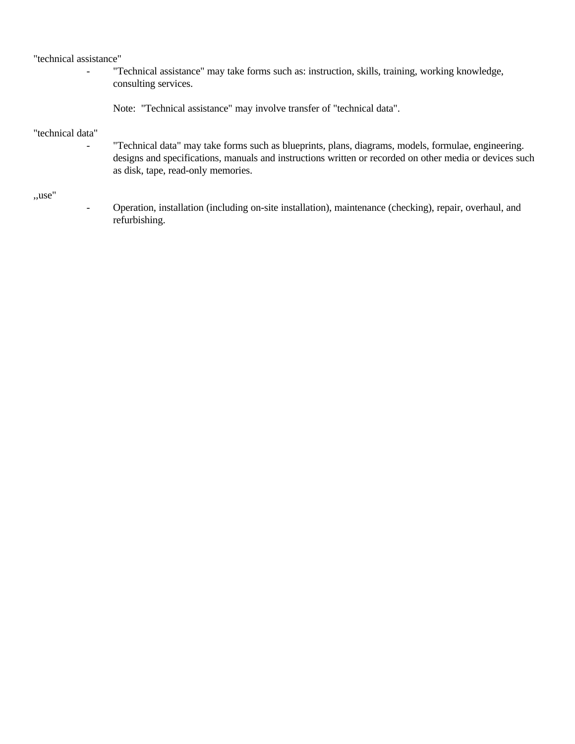"technical assistance"

- "Technical assistance" may take forms such as: instruction, skills, training, working knowledge, consulting services.

  Note: "Technical assistance" may involve transfer of "technical data".

"technical data"

- "Technical data" may take forms such as blueprints, plans, diagrams, models, formulae, engineering. designs and specifications, manuals and instructions written or recorded on other media or devices such as disk, tape, read-only memories.

,,use"

- Operation, installation (including on-site installation), maintenance (checking), repair, overhaul, and refurbishing.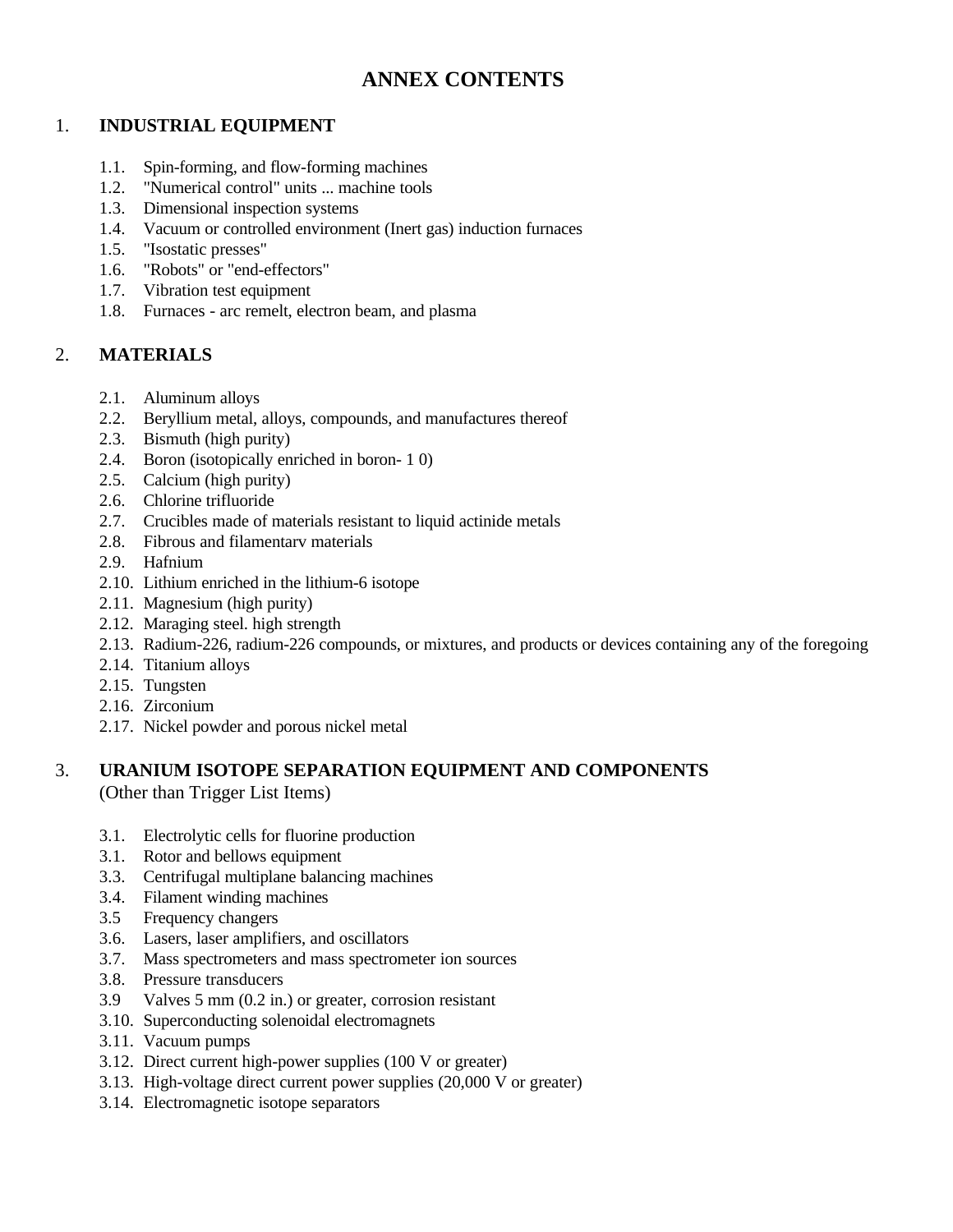# ANNEX CONTENTS

## 1. INDUSTRIAL EQUIPMENT

- 1.1. Spin-forming, and flow-forming machines
- 1.2. "Numerical control" units ... machine tools
- 1.3. Dimensional inspection systems
- 1.4. Vacuum or controlled environment (Inert gas) induction furnaces
- 1.5. "Isostatic presses"
- 1.6. "Robots" or "end-effectors"
- 1.7. Vibration test equipment
- 1.8. Furnaces - arc remelt, electron beam, and plasma

## 2. MATERIALS

- 2.1. Aluminum alloys
- 2.2. Beryllium metal, alloys, compounds, and manufactures thereof
- 2.3. Bismuth (high purity)
- 2.4. Boron (isotopically enriched in boron- 1 0)
- 2.5. Calcium (high purity)
- 2.6. Chlorine trifluoride
- 2.7. Crucibles made of materials resistant to liquid actinide metals
- 2.8. Fibrous and filamentarv materials
- 2.9. Hafnium
- 2.10. Lithium enriched in the lithium-6 isotope
- 2.11. Magnesium (high purity)
- 2.12. Maraging steel. high strength
- 2.13. Radium-226, radium-226 compounds, or mixtures, and products or devices containing any of the foregoing
- 2.14. Titanium alloys
- 2.15. Tungsten
- 2.16. Zirconium
- 2.17. Nickel powder and porous nickel metal

## 3. URANIUM ISOTOPE SEPARATION EQUIPMENT AND COMPONENTS

(Other than Trigger List Items)

- 3.1. Electrolytic cells for fluorine production
- 3.1. Rotor and bellows equipment
- 3.3. Centrifugal multiplane balancing machines
- 3.4. Filament winding machines
- 3.5 Frequency changers
- 3.6. Lasers, laser amplifiers, and oscillators
- 3.7. Mass spectrometers and mass spectrometer ion sources
- 3.8. Pressure transducers
- 3.9 Valves 5 mm (0.2 in.) or greater, corrosion resistant
- 3.10. Superconducting solenoidal electromagnets
- 3.11. Vacuum pumps
- 3.12. Direct current high-power supplies (100 V or greater)
- 3.13. High-voltage direct current power supplies (20,000 V or greater)
- 3.14. Electromagnetic isotope separators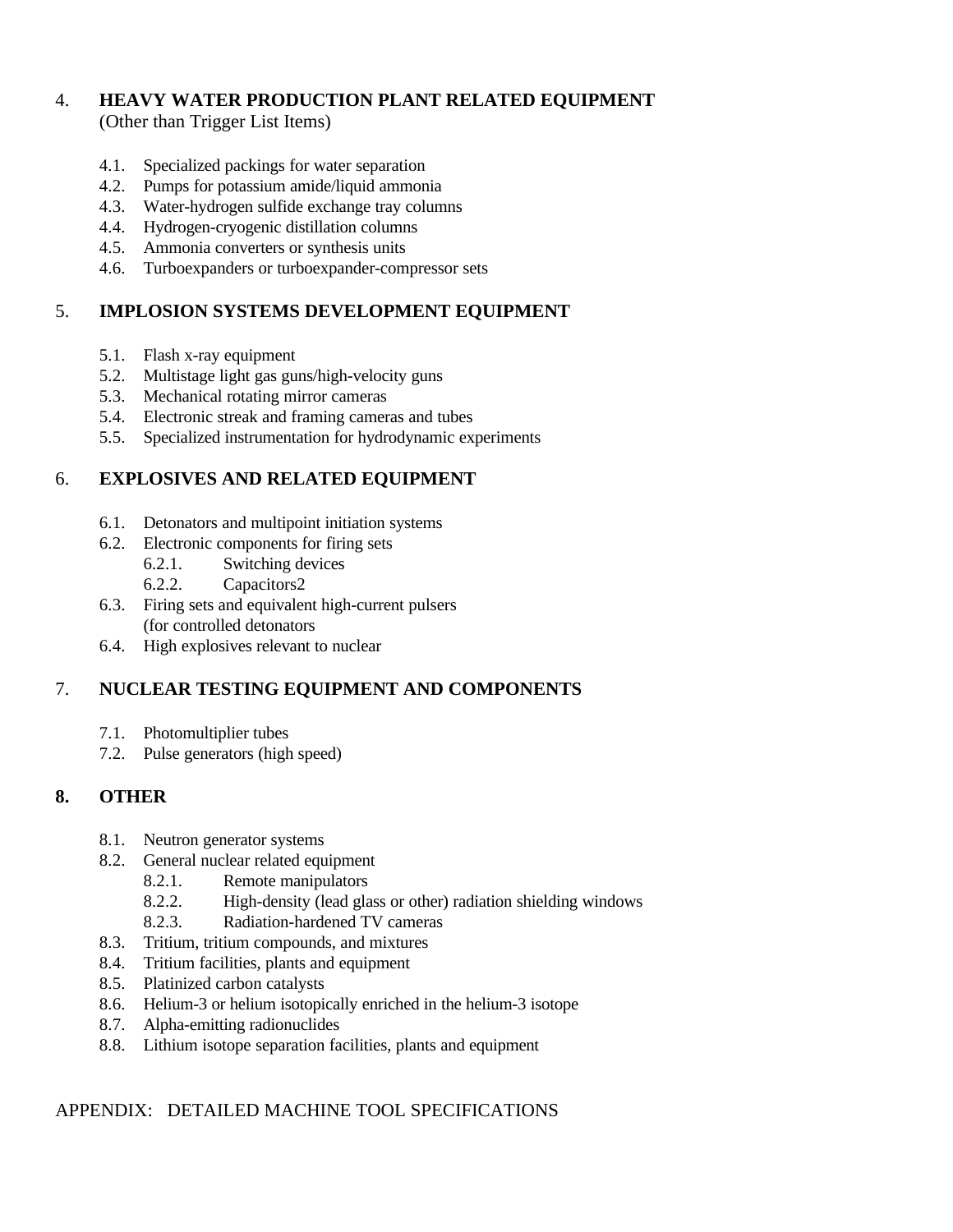4. **HEAVY WATER PRODUCTION PLANT RELATED EQUIPMENT**
(Other than Trigger List Items)

- 4.1. Specialized packings for water separation
- 4.2. Pumps for potassium amide/liquid ammonia
- 4.3. Water-hydrogen sulfide exchange tray columns
- 4.4. Hydrogen-cryogenic distillation columns
- 4.5. Ammonia converters or synthesis units
- 4.6. Turboexpanders or turboexpander-compressor sets

5. **IMPLOSION SYSTEMS DEVELOPMENT EQUIPMENT**

- 5.1. Flash x-ray equipment
- 5.2. Multistage light gas guns/high-velocity guns
- 5.3. Mechanical rotating mirror cameras
- 5.4. Electronic streak and framing cameras and tubes
- 5.5. Specialized instrumentation for hydrodynamic experiments

6. **EXPLOSIVES AND RELATED EQUIPMENT**

- 6.1. Detonators and multipoint initiation systems
- 6.2. Electronic components for firing sets
  - 6.2.1. Switching devices
  - 6.2.2. Capacitors2
- 6.3. Firing sets and equivalent high-current pulsers
  (for controlled detonators
- 6.4. High explosives relevant to nuclear

7. **NUCLEAR TESTING EQUIPMENT AND COMPONENTS**

- 7.1. Photomultiplier tubes
- 7.2. Pulse generators (high speed)

**8. OTHER**

- 8.1. Neutron generator systems
- 8.2. General nuclear related equipment
  - 8.2.1. Remote manipulators
  - 8.2.2. High-density (lead glass or other) radiation shielding windows
  - 8.2.3. Radiation-hardened TV cameras
- 8.3. Tritium, tritium compounds, and mixtures
- 8.4. Tritium facilities, plants and equipment
- 8.5. Platinized carbon catalysts
- 8.6. Helium-3 or helium isotopically enriched in the helium-3 isotope
- 8.7. Alpha-emitting radionuclides
- 8.8. Lithium isotope separation facilities, plants and equipment

APPENDIX: DETAILED MACHINE TOOL SPECIFICATIONS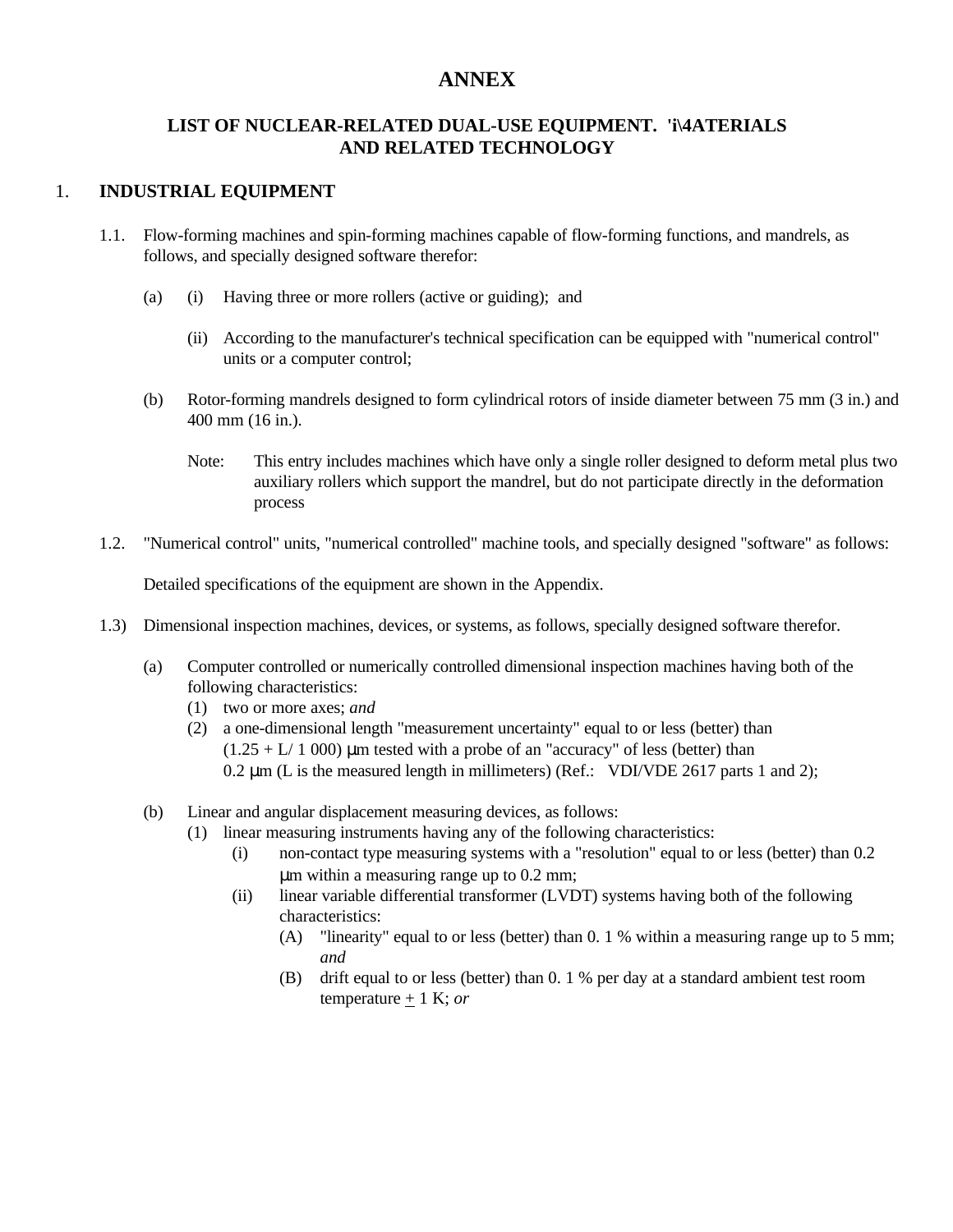# ANNEX

## LIST OF NUCLEAR-RELATED DUAL-USE EQUIPMENT. 'i\4ATERIALS AND RELATED TECHNOLOGY

### 1. INDUSTRIAL EQUIPMENT

1.1. Flow-forming machines and spin-forming machines capable of flow-forming functions, and mandrels, as follows, and specially designed software therefor:

(a) (i) Having three or more rollers (active or guiding); and

(ii) According to the manufacturer's technical specification can be equipped with "numerical control" units or a computer control;

(b) Rotor-forming mandrels designed to form cylindrical rotors of inside diameter between 75 mm (3 in.) and 400 mm (16 in.).

Note: This entry includes machines which have only a single roller designed to deform metal plus two auxiliary rollers which support the mandrel, but do not participate directly in the deformation process

1.2. "Numerical control" units, "numerical controlled" machine tools, and specially designed "software" as follows:

Detailed specifications of the equipment are shown in the Appendix.

1.3) Dimensional inspection machines, devices, or systems, as follows, specially designed software therefor.

(a) Computer controlled or numerically controlled dimensional inspection machines having both of the following characteristics:
  (1) two or more axes; *and*
  (2) a one-dimensional length "measurement uncertainty" equal to or less (better) than (1.25 + L/ 1 000) µm tested with a probe of an "accuracy" of less (better) than 0.2 µm (L is the measured length in millimeters) (Ref.: VDI/VDE 2617 parts 1 and 2);

(b) Linear and angular displacement measuring devices, as follows:
  (1) linear measuring instruments having any of the following characteristics:
    (i) non-contact type measuring systems with a "resolution" equal to or less (better) than 0.2 µm within a measuring range up to 0.2 mm;
    (ii) linear variable differential transformer (LVDT) systems having both of the following characteristics:
      (A) "linearity" equal to or less (better) than 0. 1 % within a measuring range up to 5 mm; *and*
      (B) drift equal to or less (better) than 0. 1 % per day at a standard ambient test room temperature ± 1 K; *or*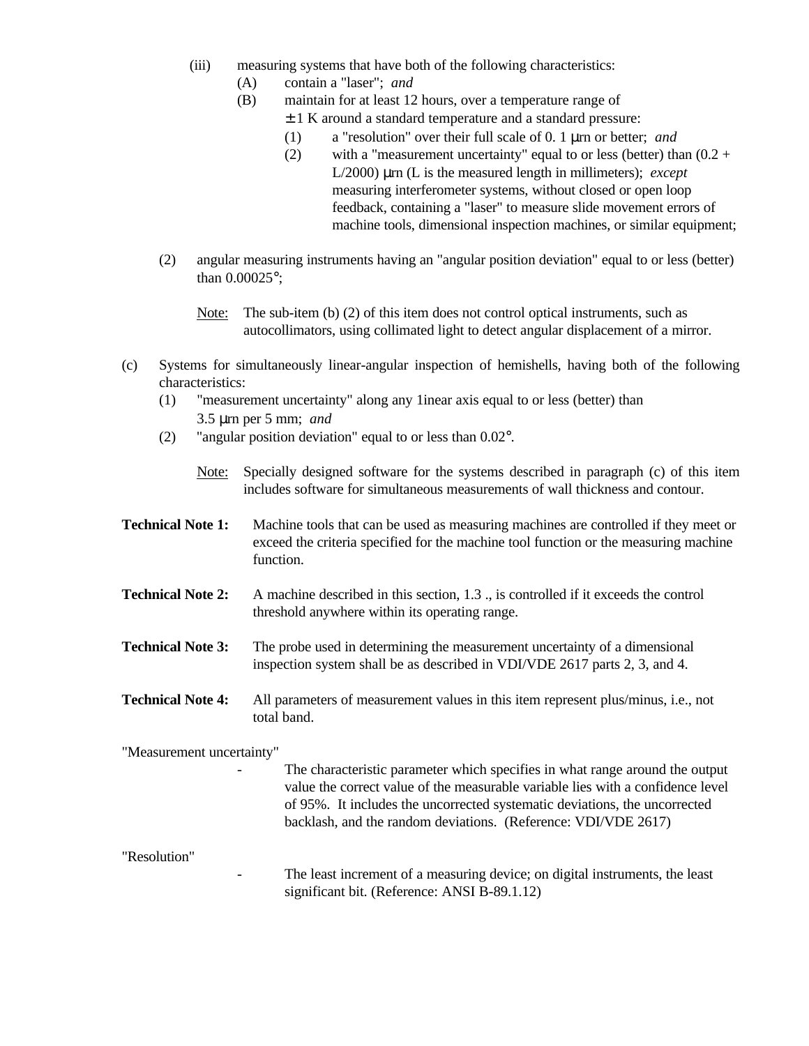(iii) measuring systems that have both of the following characteristics:
   - (A) contain a "laser"; *and*
   - (B) maintain for at least 12 hours, over a temperature range of ± 1 K around a standard temperature and a standard pressure:
     - (1) a "resolution" over their full scale of 0. 1 µrn or better; *and*
     - (2) with a "measurement uncertainty" equal to or less (better) than (0.2 + L/2000) µrn (L is the measured length in millimeters); *except* measuring interferometer systems, without closed or open loop feedback, containing a "laser" to measure slide movement errors of machine tools, dimensional inspection machines, or similar equipment;

(2) angular measuring instruments having an "angular position deviation" equal to or less (better) than 0.00025°;

Note: The sub-item (b) (2) of this item does not control optical instruments, such as autocollimators, using collimated light to detect angular displacement of a mirror.

(c) Systems for simultaneously linear-angular inspection of hemishells, having both of the following characteristics:
   - (1) "measurement uncertainty" along any 1inear axis equal to or less (better) than 3.5 µrn per 5 mm; *and*
   - (2) "angular position deviation" equal to or less than 0.02°.

Note: Specially designed software for the systems described in paragraph (c) of this item includes software for simultaneous measurements of wall thickness and contour.

**Technical Note 1:** Machine tools that can be used as measuring machines are controlled if they meet or exceed the criteria specified for the machine tool function or the measuring machine function.

**Technical Note 2:** A machine described in this section, 1.3 ., is controlled if it exceeds the control threshold anywhere within its operating range.

**Technical Note 3:** The probe used in determining the measurement uncertainty of a dimensional inspection system shall be as described in VDI/VDE 2617 parts 2, 3, and 4.

**Technical Note 4:** All parameters of measurement values in this item represent plus/minus, i.e., not total band.

"Measurement uncertainty"

- The characteristic parameter which specifies in what range around the output value the correct value of the measurable variable lies with a confidence level of 95%. It includes the uncorrected systematic deviations, the uncorrected backlash, and the random deviations. (Reference: VDI/VDE 2617)

"Resolution"

- The least increment of a measuring device; on digital instruments, the least significant bit. (Reference: ANSI B-89.1.12)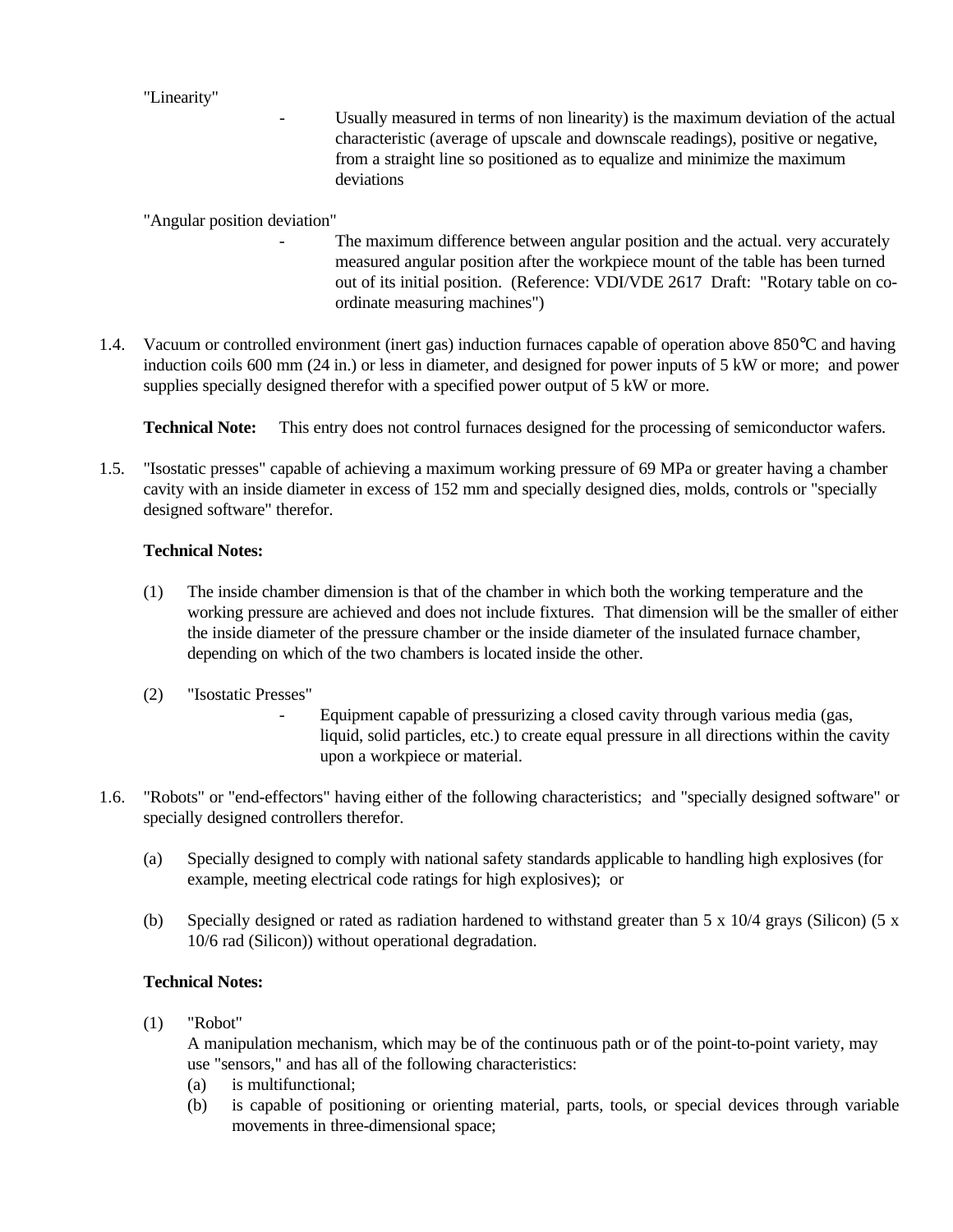"Linearity"

- Usually measured in terms of non linearity) is the maximum deviation of the actual characteristic (average of upscale and downscale readings), positive or negative, from a straight line so positioned as to equalize and minimize the maximum deviations

"Angular position deviation"

- The maximum difference between angular position and the actual. very accurately measured angular position after the workpiece mount of the table has been turned out of its initial position. (Reference: VDI/VDE 2617 Draft: "Rotary table on co-ordinate measuring machines")

1.4. Vacuum or controlled environment (inert gas) induction furnaces capable of operation above 850°C and having induction coils 600 mm (24 in.) or less in diameter, and designed for power inputs of 5 kW or more; and power supplies specially designed therefor with a specified power output of 5 kW or more.

**Technical Note:** This entry does not control furnaces designed for the processing of semiconductor wafers.

1.5. "Isostatic presses" capable of achieving a maximum working pressure of 69 MPa or greater having a chamber cavity with an inside diameter in excess of 152 mm and specially designed dies, molds, controls or "specially designed software" therefor.

**Technical Notes:**

(1) The inside chamber dimension is that of the chamber in which both the working temperature and the working pressure are achieved and does not include fixtures. That dimension will be the smaller of either the inside diameter of the pressure chamber or the inside diameter of the insulated furnace chamber, depending on which of the two chambers is located inside the other.

(2) "Isostatic Presses"

- Equipment capable of pressurizing a closed cavity through various media (gas, liquid, solid particles, etc.) to create equal pressure in all directions within the cavity upon a workpiece or material.

1.6. "Robots" or "end-effectors" having either of the following characteristics; and "specially designed software" or specially designed controllers therefor.

(a) Specially designed to comply with national safety standards applicable to handling high explosives (for example, meeting electrical code ratings for high explosives); or

(b) Specially designed or rated as radiation hardened to withstand greater than 5 x 10/4 grays (Silicon) (5 x 10/6 rad (Silicon)) without operational degradation.

**Technical Notes:**

(1) "Robot"

A manipulation mechanism, which may be of the continuous path or of the point-to-point variety, may use "sensors," and has all of the following characteristics:

(a) is multifunctional;

(b) is capable of positioning or orienting material, parts, tools, or special devices through variable movements in three-dimensional space;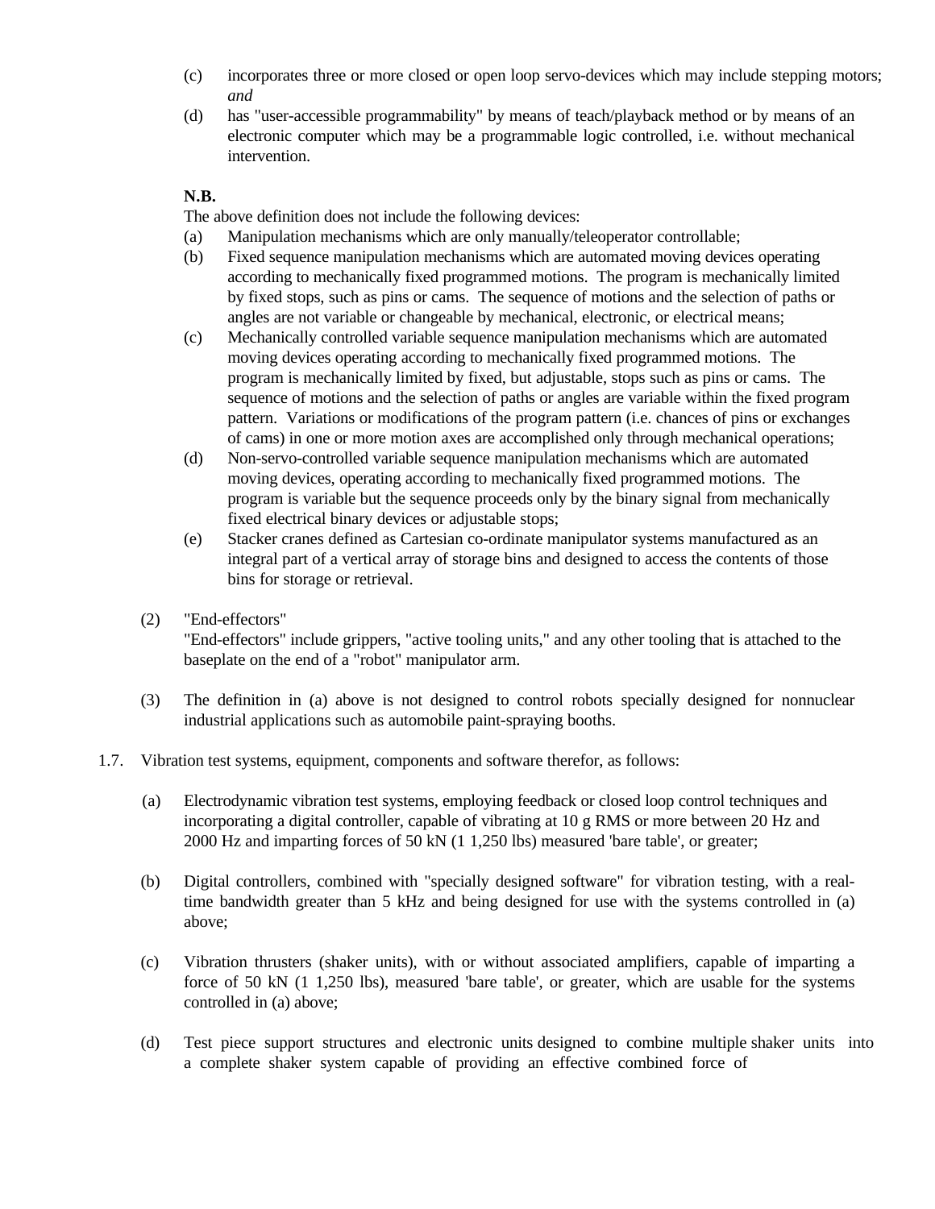(c) incorporates three or more closed or open loop servo-devices which may include stepping motors; *and*

(d) has "user-accessible programmability" by means of teach/playback method or by means of an electronic computer which may be a programmable logic controlled, i.e. without mechanical intervention.

**N.B.**
The above definition does not include the following devices:

(a) Manipulation mechanisms which are only manually/teleoperator controllable;

(b) Fixed sequence manipulation mechanisms which are automated moving devices operating according to mechanically fixed programmed motions. The program is mechanically limited by fixed stops, such as pins or cams. The sequence of motions and the selection of paths or angles are not variable or changeable by mechanical, electronic, or electrical means;

(c) Mechanically controlled variable sequence manipulation mechanisms which are automated moving devices operating according to mechanically fixed programmed motions. The program is mechanically limited by fixed, but adjustable, stops such as pins or cams. The sequence of motions and the selection of paths or angles are variable within the fixed program pattern. Variations or modifications of the program pattern (i.e. chances of pins or exchanges of cams) in one or more motion axes are accomplished only through mechanical operations;

(d) Non-servo-controlled variable sequence manipulation mechanisms which are automated moving devices, operating according to mechanically fixed programmed motions. The program is variable but the sequence proceeds only by the binary signal from mechanically fixed electrical binary devices or adjustable stops;

(e) Stacker cranes defined as Cartesian co-ordinate manipulator systems manufactured as an integral part of a vertical array of storage bins and designed to access the contents of those bins for storage or retrieval.

(2) "End-effectors"
"End-effectors" include grippers, "active tooling units," and any other tooling that is attached to the baseplate on the end of a "robot" manipulator arm.

(3) The definition in (a) above is not designed to control robots specially designed for nonnuclear industrial applications such as automobile paint-spraying booths.

1.7. Vibration test systems, equipment, components and software therefor, as follows:

(a) Electrodynamic vibration test systems, employing feedback or closed loop control techniques and incorporating a digital controller, capable of vibrating at 10 g RMS or more between 20 Hz and 2000 Hz and imparting forces of 50 kN (1 1,250 lbs) measured 'bare table', or greater;

(b) Digital controllers, combined with "specially designed software" for vibration testing, with a real-time bandwidth greater than 5 kHz and being designed for use with the systems controlled in (a) above;

(c) Vibration thrusters (shaker units), with or without associated amplifiers, capable of imparting a force of 50 kN (1 1,250 lbs), measured 'bare table', or greater, which are usable for the systems controlled in (a) above;

(d) Test piece support structures and electronic units designed to combine multiple shaker units into a complete shaker system capable of providing an effective combined force of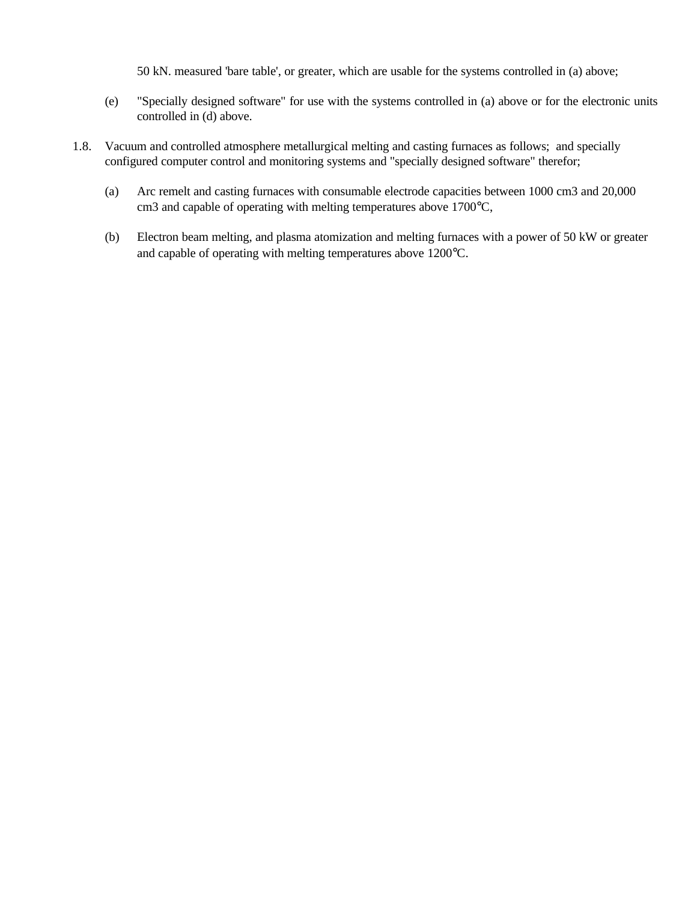50 kN. measured 'bare table', or greater, which are usable for the systems controlled in (a) above;

(e) "Specially designed software" for use with the systems controlled in (a) above or for the electronic units controlled in (d) above.

1.8. Vacuum and controlled atmosphere metallurgical melting and casting furnaces as follows; and specially configured computer control and monitoring systems and "specially designed software" therefor;

(a) Arc remelt and casting furnaces with consumable electrode capacities between 1000 cm3 and 20,000 cm3 and capable of operating with melting temperatures above 1700°C,

(b) Electron beam melting, and plasma atomization and melting furnaces with a power of 50 kW or greater and capable of operating with melting temperatures above 1200°C.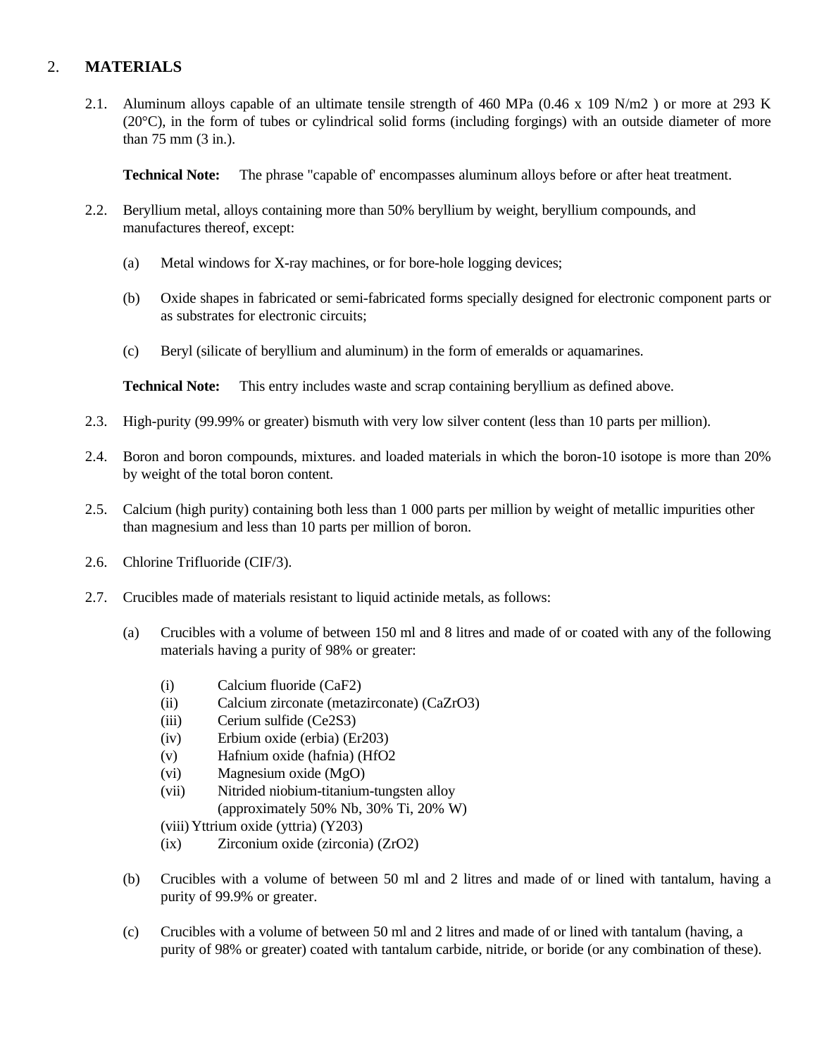## 2. MATERIALS

2.1. Aluminum alloys capable of an ultimate tensile strength of 460 MPa (0.46 x 109 N/m2 ) or more at 293 K (20°C), in the form of tubes or cylindrical solid forms (including forgings) with an outside diameter of more than 75 mm (3 in.).

**Technical Note:** The phrase "capable of' encompasses aluminum alloys before or after heat treatment.

2.2. Beryllium metal, alloys containing more than 50% beryllium by weight, beryllium compounds, and manufactures thereof, except:

(a) Metal windows for X-ray machines, or for bore-hole logging devices;

(b) Oxide shapes in fabricated or semi-fabricated forms specially designed for electronic component parts or as substrates for electronic circuits;

(c) Beryl (silicate of beryllium and aluminum) in the form of emeralds or aquamarines.

**Technical Note:** This entry includes waste and scrap containing beryllium as defined above.

2.3. High-purity (99.99% or greater) bismuth with very low silver content (less than 10 parts per million).

2.4. Boron and boron compounds, mixtures. and loaded materials in which the boron-10 isotope is more than 20% by weight of the total boron content.

2.5. Calcium (high purity) containing both less than 1 000 parts per million by weight of metallic impurities other than magnesium and less than 10 parts per million of boron.

2.6. Chlorine Trifluoride (CIF/3).

2.7. Crucibles made of materials resistant to liquid actinide metals, as follows:

(a) Crucibles with a volume of between 150 ml and 8 litres and made of or coated with any of the following materials having a purity of 98% or greater:

(i) Calcium fluoride (CaF2)
(ii) Calcium zirconate (metazirconate) (CaZrO3)
(iii) Cerium sulfide (Ce2S3)
(iv) Erbium oxide (erbia) (Er203)
(v) Hafnium oxide (hafnia) (HfO2
(vi) Magnesium oxide (MgO)
(vii) Nitrided niobium-titanium-tungsten alloy (approximately 50% Nb, 30% Ti, 20% W)
(viii) Yttrium oxide (yttria) (Y203)
(ix) Zirconium oxide (zirconia) (ZrO2)

(b) Crucibles with a volume of between 50 ml and 2 litres and made of or lined with tantalum, having a purity of 99.9% or greater.

(c) Crucibles with a volume of between 50 ml and 2 litres and made of or lined with tantalum (having, a purity of 98% or greater) coated with tantalum carbide, nitride, or boride (or any combination of these).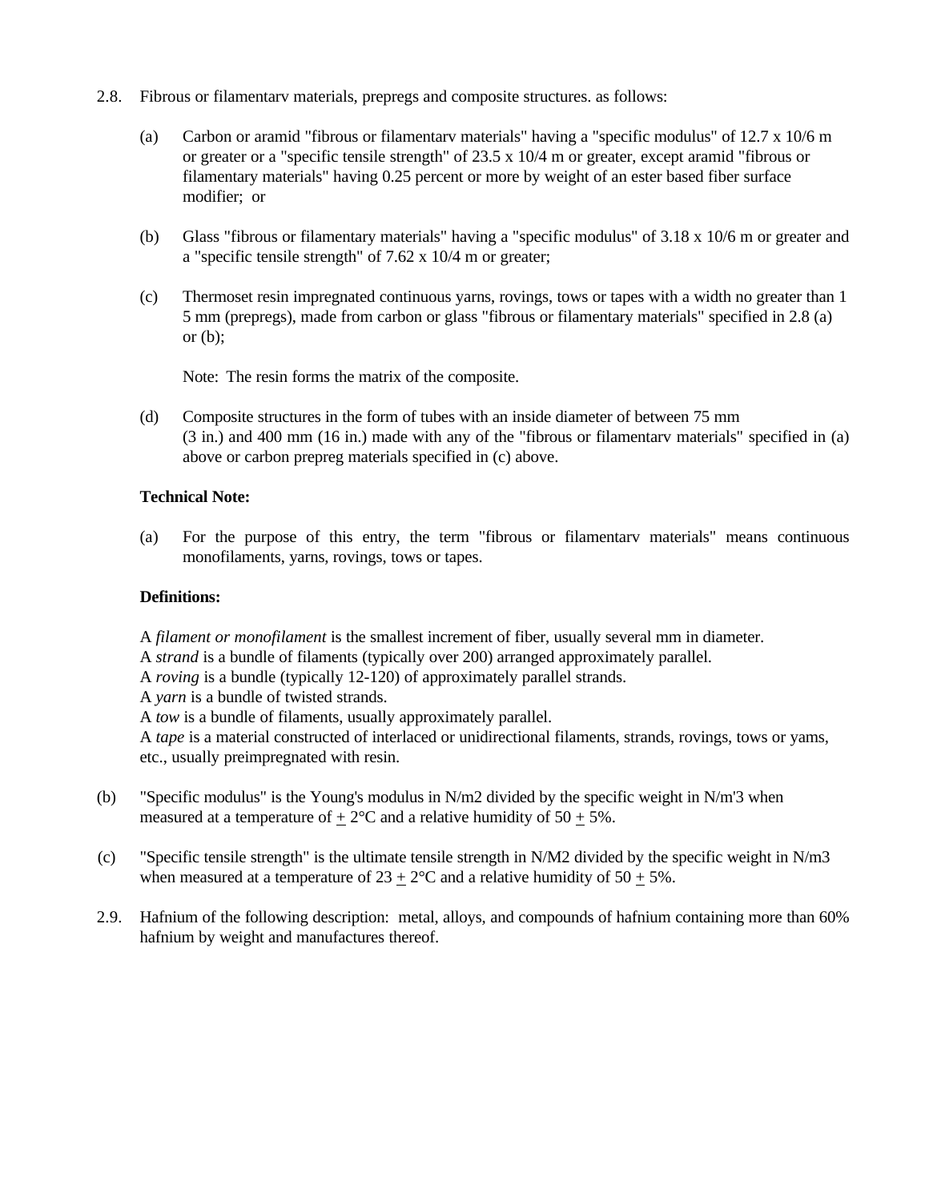2.8. Fibrous or filamentarv materials, prepregs and composite structures. as follows:

(a) Carbon or aramid "fibrous or filamentarv materials" having a "specific modulus" of 12.7 x 10/6 m or greater or a "specific tensile strength" of 23.5 x 10/4 m or greater, except aramid "fibrous or filamentary materials" having 0.25 percent or more by weight of an ester based fiber surface modifier; or

(b) Glass "fibrous or filamentary materials" having a "specific modulus" of 3.18 x 10/6 m or greater and a "specific tensile strength" of 7.62 x 10/4 m or greater;

(c) Thermoset resin impregnated continuous yarns, rovings, tows or tapes with a width no greater than 1 5 mm (prepregs), made from carbon or glass "fibrous or filamentary materials" specified in 2.8 (a) or (b);

Note: The resin forms the matrix of the composite.

(d) Composite structures in the form of tubes with an inside diameter of between 75 mm (3 in.) and 400 mm (16 in.) made with any of the "fibrous or filamentarv materials" specified in (a) above or carbon prepreg materials specified in (c) above.

**Technical Note:**

(a) For the purpose of this entry, the term "fibrous or filamentarv materials" means continuous monofilaments, yarns, rovings, tows or tapes.

**Definitions:**

A *filament or monofilament* is the smallest increment of fiber, usually several mm in diameter.
A *strand* is a bundle of filaments (typically over 200) arranged approximately parallel.
A *roving* is a bundle (typically 12-120) of approximately parallel strands.
A *yarn* is a bundle of twisted strands.
A *tow* is a bundle of filaments, usually approximately parallel.
A *tape* is a material constructed of interlaced or unidirectional filaments, strands, rovings, tows or yams, etc., usually preimpregnated with resin.

(b) "Specific modulus" is the Young's modulus in N/m2 divided by the specific weight in N/m'3 when measured at a temperature of ± 2°C and a relative humidity of 50 ± 5%.

(c) "Specific tensile strength" is the ultimate tensile strength in N/M2 divided by the specific weight in N/m3 when measured at a temperature of 23 ± 2°C and a relative humidity of 50 ± 5%.

2.9. Hafnium of the following description: metal, alloys, and compounds of hafnium containing more than 60% hafnium by weight and manufactures thereof.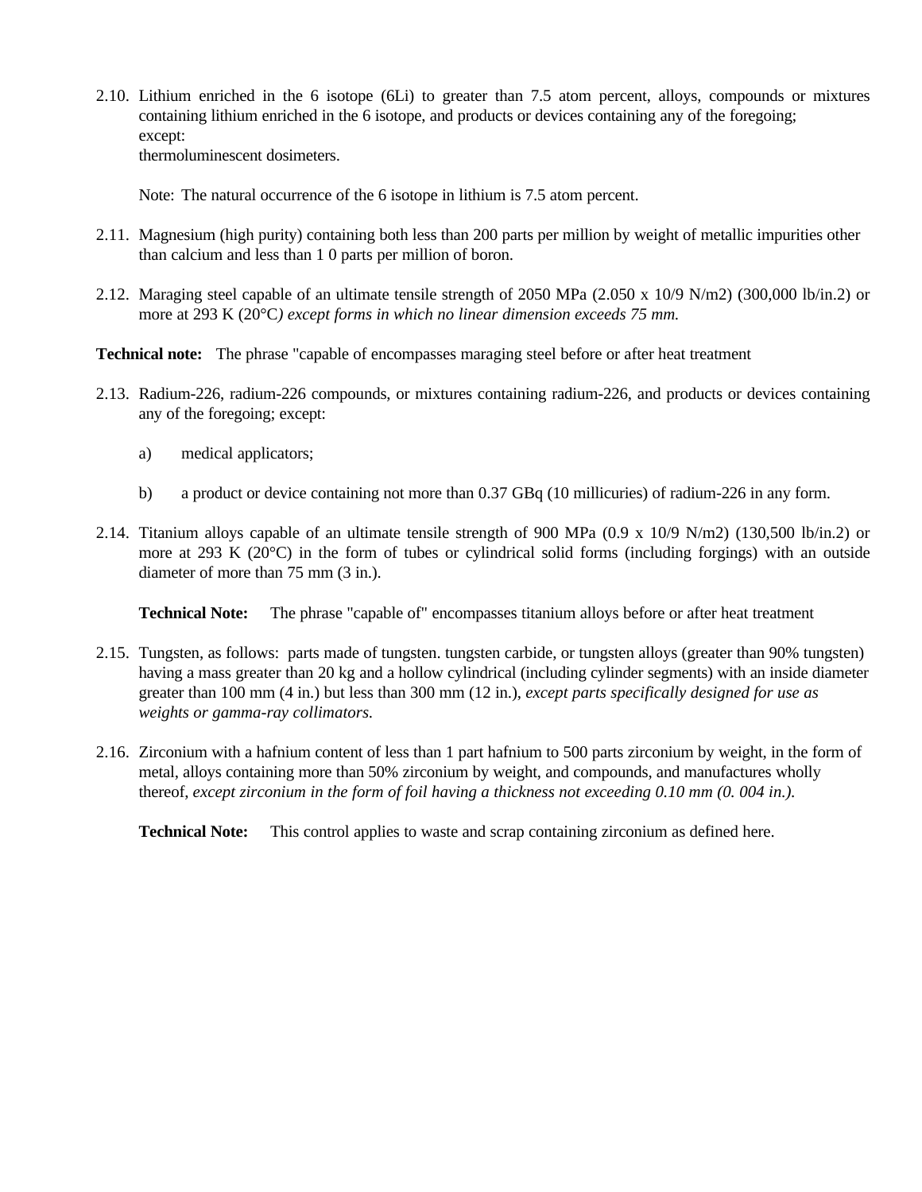2.10. Lithium enriched in the 6 isotope (6Li) to greater than 7.5 atom percent, alloys, compounds or mixtures containing lithium enriched in the 6 isotope, and products or devices containing any of the foregoing;
except:
thermoluminescent dosimeters.

Note: The natural occurrence of the 6 isotope in lithium is 7.5 atom percent.

2.11. Magnesium (high purity) containing both less than 200 parts per million by weight of metallic impurities other than calcium and less than 1 0 parts per million of boron.

2.12. Maraging steel capable of an ultimate tensile strength of 2050 MPa (2.050 x 10/9 N/m2) (300,000 lb/in.2) or more at 293 K (20°C*) except forms in which no linear dimension exceeds 75 mm.*

**Technical note:** The phrase "capable of encompasses maraging steel before or after heat treatment

2.13. Radium-226, radium-226 compounds, or mixtures containing radium-226, and products or devices containing any of the foregoing; except:

a) medical applicators;

b) a product or device containing not more than 0.37 GBq (10 millicuries) of radium-226 in any form.

2.14. Titanium alloys capable of an ultimate tensile strength of 900 MPa (0.9 x 10/9 N/m2) (130,500 lb/in.2) or more at 293 K (20°C) in the form of tubes or cylindrical solid forms (including forgings) with an outside diameter of more than 75 mm (3 in.).

**Technical Note:** The phrase "capable of" encompasses titanium alloys before or after heat treatment

2.15. Tungsten, as follows: parts made of tungsten. tungsten carbide, or tungsten alloys (greater than 90% tungsten) having a mass greater than 20 kg and a hollow cylindrical (including cylinder segments) with an inside diameter greater than 100 mm (4 in.) but less than 300 mm (12 in.), *except parts specifically designed for use as weights or gamma-ray collimators.*

2.16. Zirconium with a hafnium content of less than 1 part hafnium to 500 parts zirconium by weight, in the form of metal, alloys containing more than 50% zirconium by weight, and compounds, and manufactures wholly thereof, *except zirconium in the form of foil having a thickness not exceeding 0.10 mm (0. 004 in.).*

**Technical Note:** This control applies to waste and scrap containing zirconium as defined here.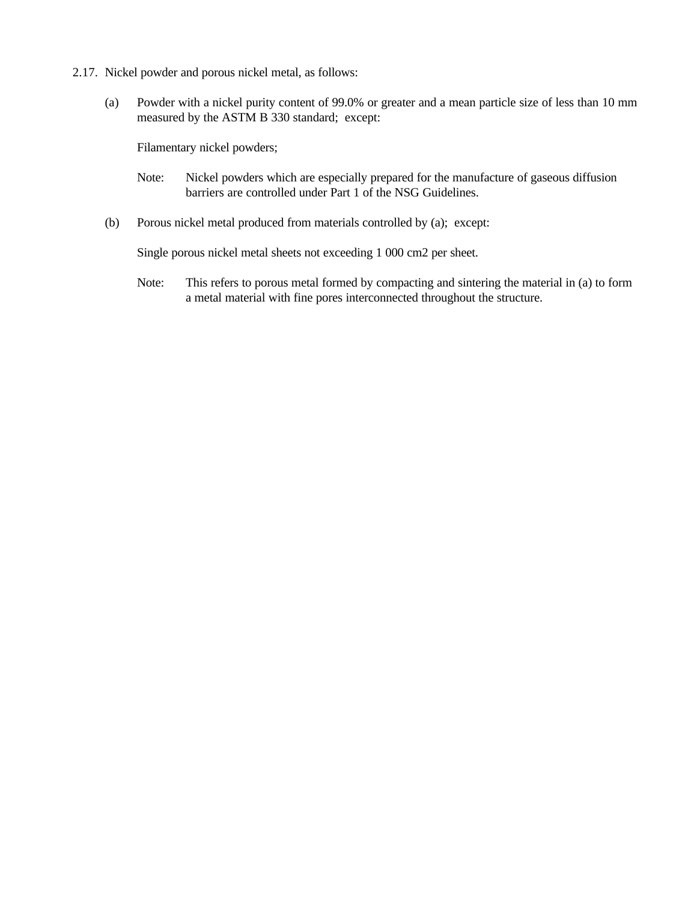2.17. Nickel powder and porous nickel metal, as follows:

(a) Powder with a nickel purity content of 99.0% or greater and a mean particle size of less than 10 mm measured by the ASTM B 330 standard; except:

Filamentary nickel powders;

Note: Nickel powders which are especially prepared for the manufacture of gaseous diffusion barriers are controlled under Part 1 of the NSG Guidelines.

(b) Porous nickel metal produced from materials controlled by (a); except:

Single porous nickel metal sheets not exceeding 1 000 cm2 per sheet.

Note: This refers to porous metal formed by compacting and sintering the material in (a) to form a metal material with fine pores interconnected throughout the structure.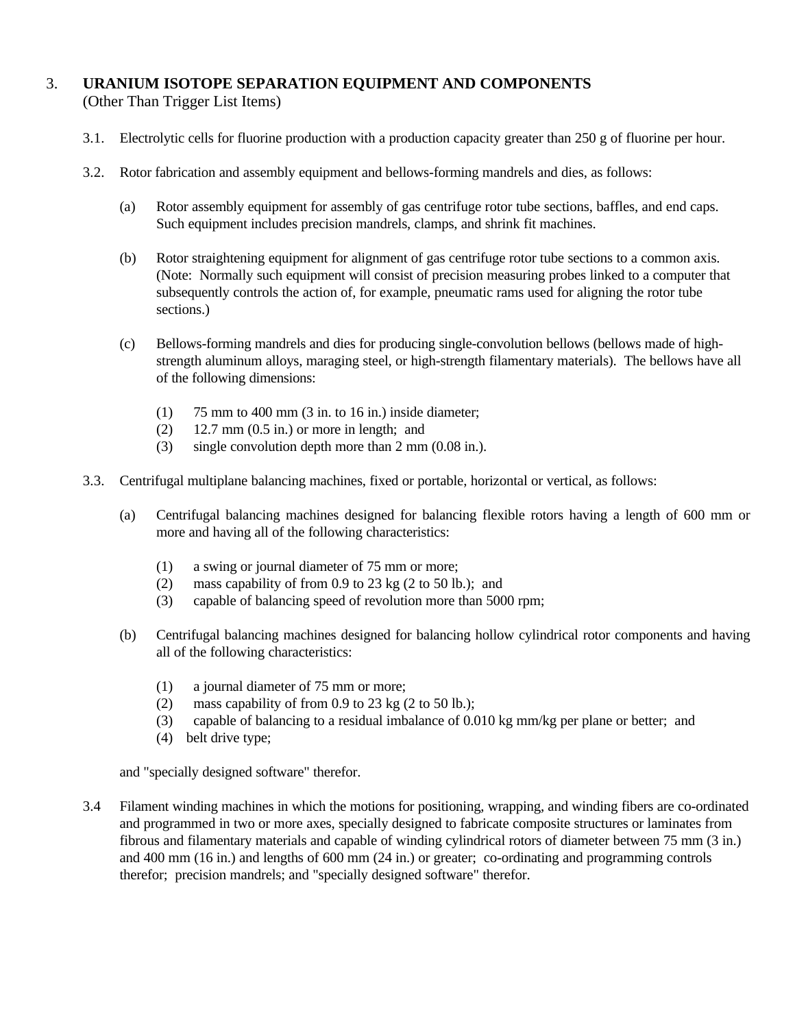## 3. URANIUM ISOTOPE SEPARATION EQUIPMENT AND COMPONENTS
(Other Than Trigger List Items)

3.1. Electrolytic cells for fluorine production with a production capacity greater than 250 g of fluorine per hour.

3.2. Rotor fabrication and assembly equipment and bellows-forming mandrels and dies, as follows:

(a) Rotor assembly equipment for assembly of gas centrifuge rotor tube sections, baffles, and end caps. Such equipment includes precision mandrels, clamps, and shrink fit machines.

(b) Rotor straightening equipment for alignment of gas centrifuge rotor tube sections to a common axis. (Note: Normally such equipment will consist of precision measuring probes linked to a computer that subsequently controls the action of, for example, pneumatic rams used for aligning the rotor tube sections.)

(c) Bellows-forming mandrels and dies for producing single-convolution bellows (bellows made of high-strength aluminum alloys, maraging steel, or high-strength filamentary materials). The bellows have all of the following dimensions:

(1) 75 mm to 400 mm (3 in. to 16 in.) inside diameter;
(2) 12.7 mm (0.5 in.) or more in length; and
(3) single convolution depth more than 2 mm (0.08 in.).

3.3. Centrifugal multiplane balancing machines, fixed or portable, horizontal or vertical, as follows:

(a) Centrifugal balancing machines designed for balancing flexible rotors having a length of 600 mm or more and having all of the following characteristics:

(1) a swing or journal diameter of 75 mm or more;
(2) mass capability of from 0.9 to 23 kg (2 to 50 lb.); and
(3) capable of balancing speed of revolution more than 5000 rpm;

(b) Centrifugal balancing machines designed for balancing hollow cylindrical rotor components and having all of the following characteristics:

(1) a journal diameter of 75 mm or more;
(2) mass capability of from 0.9 to 23 kg (2 to 50 lb.);
(3) capable of balancing to a residual imbalance of 0.010 kg mm/kg per plane or better; and
(4) belt drive type;

and "specially designed software" therefor.

3.4 Filament winding machines in which the motions for positioning, wrapping, and winding fibers are co-ordinated and programmed in two or more axes, specially designed to fabricate composite structures or laminates from fibrous and filamentary materials and capable of winding cylindrical rotors of diameter between 75 mm (3 in.) and 400 mm (16 in.) and lengths of 600 mm (24 in.) or greater; co-ordinating and programming controls therefor; precision mandrels; and "specially designed software" therefor.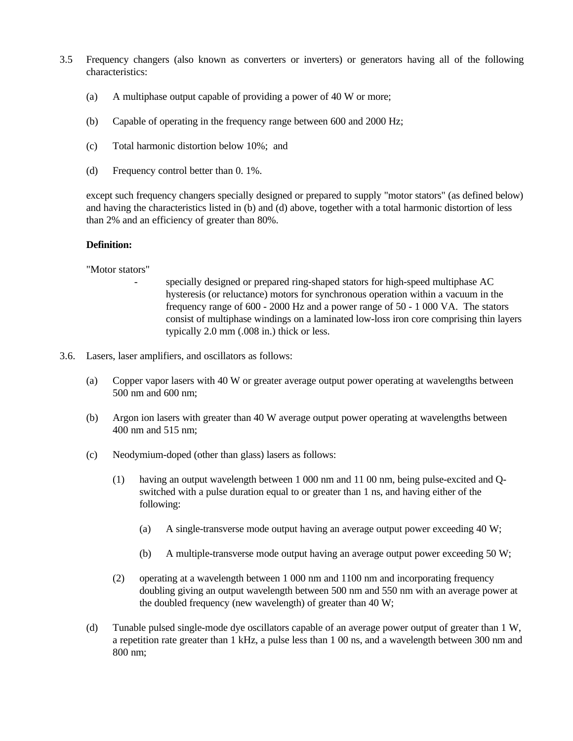3.5 Frequency changers (also known as converters or inverters) or generators having all of the following characteristics:

(a) A multiphase output capable of providing a power of 40 W or more;

(b) Capable of operating in the frequency range between 600 and 2000 Hz;

(c) Total harmonic distortion below 10%; and

(d) Frequency control better than 0. 1%.

except such frequency changers specially designed or prepared to supply "motor stators" (as defined below) and having the characteristics listed in (b) and (d) above, together with a total harmonic distortion of less than 2% and an efficiency of greater than 80%.

**Definition:**

"Motor stators"

- specially designed or prepared ring-shaped stators for high-speed multiphase AC hysteresis (or reluctance) motors for synchronous operation within a vacuum in the frequency range of 600 - 2000 Hz and a power range of 50 - 1 000 VA. The stators consist of multiphase windings on a laminated low-loss iron core comprising thin layers typically 2.0 mm (.008 in.) thick or less.

3.6. Lasers, laser amplifiers, and oscillators as follows:

(a) Copper vapor lasers with 40 W or greater average output power operating at wavelengths between 500 nm and 600 nm;

(b) Argon ion lasers with greater than 40 W average output power operating at wavelengths between 400 nm and 515 nm;

(c) Neodymium-doped (other than glass) lasers as follows:

(1) having an output wavelength between 1 000 nm and 11 00 nm, being pulse-excited and Q-switched with a pulse duration equal to or greater than 1 ns, and having either of the following:

(a) A single-transverse mode output having an average output power exceeding 40 W;

(b) A multiple-transverse mode output having an average output power exceeding 50 W;

(2) operating at a wavelength between 1 000 nm and 1100 nm and incorporating frequency doubling giving an output wavelength between 500 nm and 550 nm with an average power at the doubled frequency (new wavelength) of greater than 40 W;

(d) Tunable pulsed single-mode dye oscillators capable of an average power output of greater than 1 W, a repetition rate greater than 1 kHz, a pulse less than 1 00 ns, and a wavelength between 300 nm and 800 nm;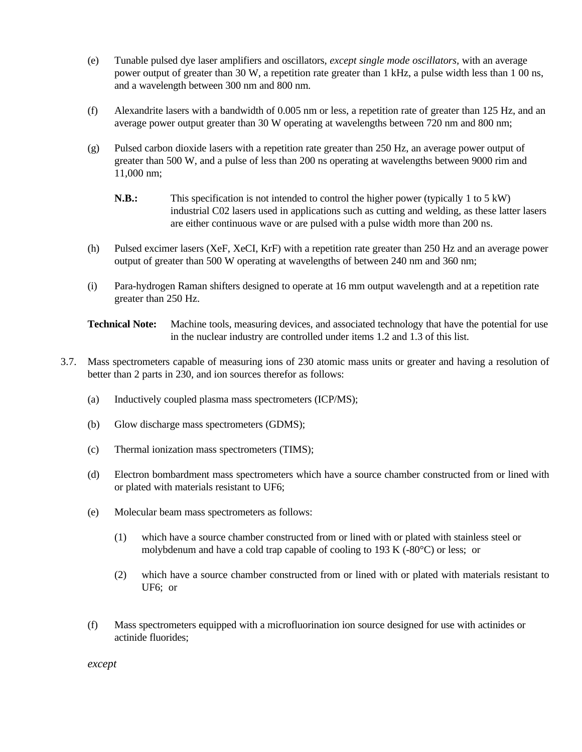(e) Tunable pulsed dye laser amplifiers and oscillators, *except single mode oscillators*, with an average power output of greater than 30 W, a repetition rate greater than 1 kHz, a pulse width less than 1 00 ns, and a wavelength between 300 nm and 800 nm.

(f) Alexandrite lasers with a bandwidth of 0.005 nm or less, a repetition rate of greater than 125 Hz, and an average power output greater than 30 W operating at wavelengths between 720 nm and 800 nm;

(g) Pulsed carbon dioxide lasers with a repetition rate greater than 250 Hz, an average power output of greater than 500 W, and a pulse of less than 200 ns operating at wavelengths between 9000 rim and 11,000 nm;

**N.B.:** This specification is not intended to control the higher power (typically 1 to 5 kW) industrial C02 lasers used in applications such as cutting and welding, as these latter lasers are either continuous wave or are pulsed with a pulse width more than 200 ns.

(h) Pulsed excimer lasers (XeF, XeCI, KrF) with a repetition rate greater than 250 Hz and an average power output of greater than 500 W operating at wavelengths of between 240 nm and 360 nm;

(i) Para-hydrogen Raman shifters designed to operate at 16 mm output wavelength and at a repetition rate greater than 250 Hz.

**Technical Note:** Machine tools, measuring devices, and associated technology that have the potential for use in the nuclear industry are controlled under items 1.2 and 1.3 of this list.

3.7. Mass spectrometers capable of measuring ions of 230 atomic mass units or greater and having a resolution of better than 2 parts in 230, and ion sources therefor as follows:

(a) Inductively coupled plasma mass spectrometers (ICP/MS);

(b) Glow discharge mass spectrometers (GDMS);

(c) Thermal ionization mass spectrometers (TIMS);

(d) Electron bombardment mass spectrometers which have a source chamber constructed from or lined with or plated with materials resistant to $UF_6$;

(e) Molecular beam mass spectrometers as follows:

(1) which have a source chamber constructed from or lined with or plated with stainless steel or molybdenum and have a cold trap capable of cooling to 193 K (-80°C) or less; or

(2) which have a source chamber constructed from or lined with or plated with materials resistant to $UF_6$; or

(f) Mass spectrometers equipped with a microfluorination ion source designed for use with actinides or actinide fluorides;

*except*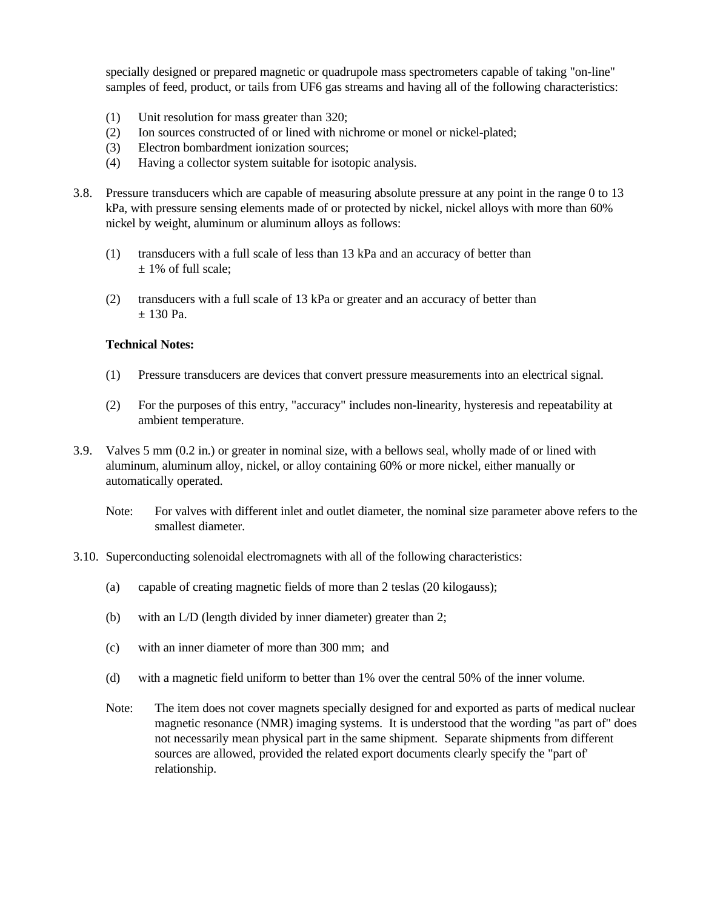specially designed or prepared magnetic or quadrupole mass spectrometers capable of taking "on-line" samples of feed, product, or tails from $UF_6$ gas streams and having all of the following characteristics:

(1) Unit resolution for mass greater than 320;
(2) Ion sources constructed of or lined with nichrome or monel or nickel-plated;
(3) Electron bombardment ionization sources;
(4) Having a collector system suitable for isotopic analysis.

3.8. Pressure transducers which are capable of measuring absolute pressure at any point in the range 0 to 13 kPa, with pressure sensing elements made of or protected by nickel, nickel alloys with more than 60% nickel by weight, aluminum or aluminum alloys as follows:

(1) transducers with a full scale of less than 13 kPa and an accuracy of better than ± 1% of full scale;

(2) transducers with a full scale of 13 kPa or greater and an accuracy of better than ± 130 Pa.

**Technical Notes:**

(1) Pressure transducers are devices that convert pressure measurements into an electrical signal.

(2) For the purposes of this entry, "accuracy" includes non-linearity, hysteresis and repeatability at ambient temperature.

3.9. Valves 5 mm (0.2 in.) or greater in nominal size, with a bellows seal, wholly made of or lined with aluminum, aluminum alloy, nickel, or alloy containing 60% or more nickel, either manually or automatically operated.

Note: For valves with different inlet and outlet diameter, the nominal size parameter above refers to the smallest diameter.

3.10. Superconducting solenoidal electromagnets with all of the following characteristics:

(a) capable of creating magnetic fields of more than 2 teslas (20 kilogauss);

(b) with an L/D (length divided by inner diameter) greater than 2;

(c) with an inner diameter of more than 300 mm; and

(d) with a magnetic field uniform to better than 1% over the central 50% of the inner volume.

Note: The item does not cover magnets specially designed for and exported as parts of medical nuclear magnetic resonance (NMR) imaging systems. It is understood that the wording "as part of" does not necessarily mean physical part in the same shipment. Separate shipments from different sources are allowed, provided the related export documents clearly specify the "part of' relationship.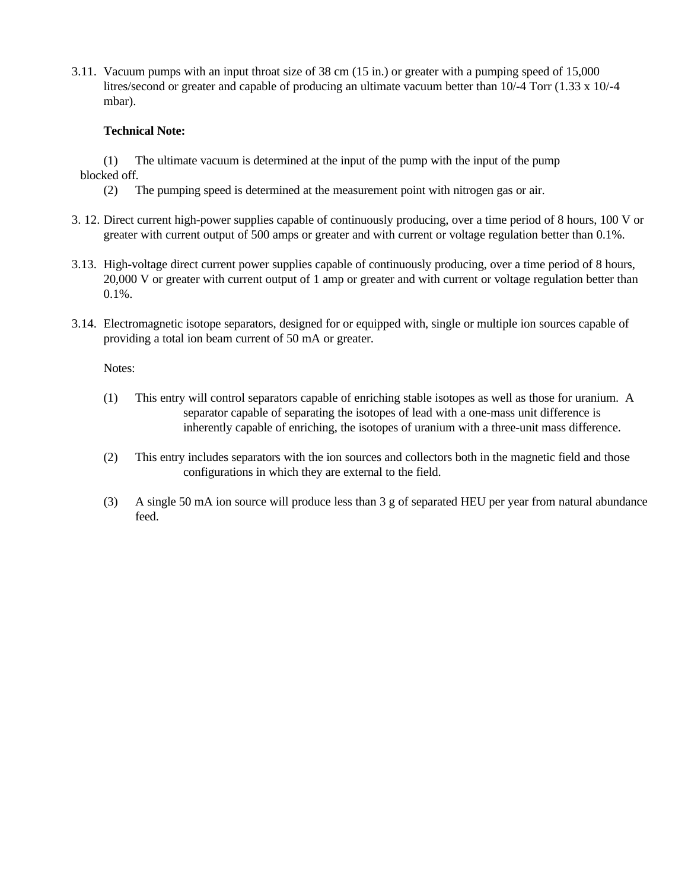3.11. Vacuum pumps with an input throat size of 38 cm (15 in.) or greater with a pumping speed of 15,000 litres/second or greater and capable of producing an ultimate vacuum better than 10/-4 Torr (1.33 x 10/-4 mbar).

**Technical Note:**

(1) The ultimate vacuum is determined at the input of the pump with the input of the pump blocked off.

(2) The pumping speed is determined at the measurement point with nitrogen gas or air.

3. 12. Direct current high-power supplies capable of continuously producing, over a time period of 8 hours, 100 V or greater with current output of 500 amps or greater and with current or voltage regulation better than 0.1%.

3.13. High-voltage direct current power supplies capable of continuously producing, over a time period of 8 hours, 20,000 V or greater with current output of 1 amp or greater and with current or voltage regulation better than 0.1%.

3.14. Electromagnetic isotope separators, designed for or equipped with, single or multiple ion sources capable of providing a total ion beam current of 50 mA or greater.

Notes:

(1) This entry will control separators capable of enriching stable isotopes as well as those for uranium. A separator capable of separating the isotopes of lead with a one-mass unit difference is inherently capable of enriching, the isotopes of uranium with a three-unit mass difference.

(2) This entry includes separators with the ion sources and collectors both in the magnetic field and those configurations in which they are external to the field.

(3) A single 50 mA ion source will produce less than 3 g of separated HEU per year from natural abundance feed.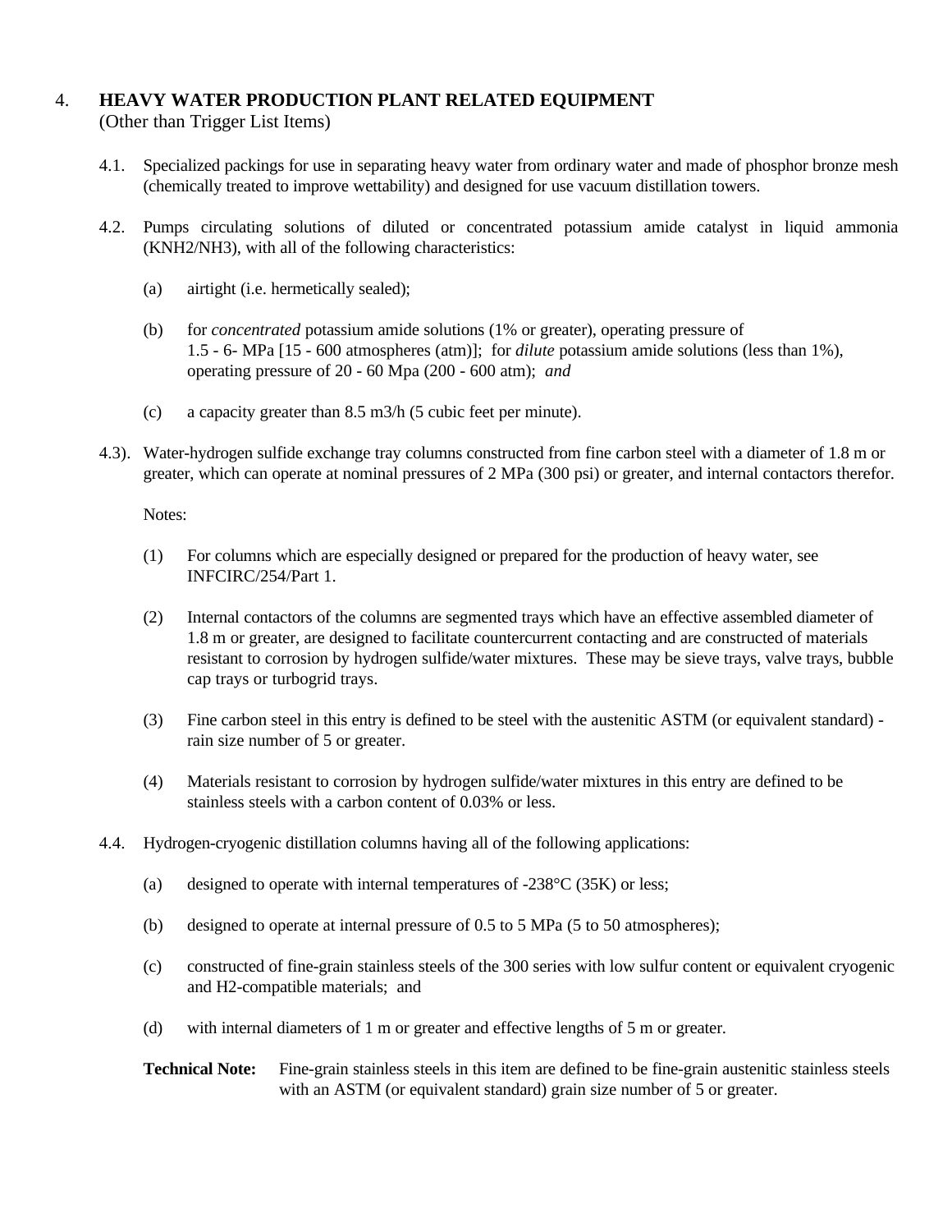## 4. HEAVY WATER PRODUCTION PLANT RELATED EQUIPMENT

(Other than Trigger List Items)

4.1. Specialized packings for use in separating heavy water from ordinary water and made of phosphor bronze mesh (chemically treated to improve wettability) and designed for use vacuum distillation towers.

4.2. Pumps circulating solutions of diluted or concentrated potassium amide catalyst in liquid ammonia ($KNH_2/NH_3$), with all of the following characteristics:

(a) airtight (i.e. hermetically sealed);

(b) for *concentrated* potassium amide solutions (1% or greater), operating pressure of 1.5 - 6- MPa [15 - 600 atmospheres (atm)]; for *dilute* potassium amide solutions (less than 1%), operating pressure of 20 - 60 Mpa (200 - 600 atm); *and*

(c) a capacity greater than 8.5 m3/h (5 cubic feet per minute).

4.3). Water-hydrogen sulfide exchange tray columns constructed from fine carbon steel with a diameter of 1.8 m or greater, which can operate at nominal pressures of 2 MPa (300 psi) or greater, and internal contactors therefor.

Notes:

(1) For columns which are especially designed or prepared for the production of heavy water, see INFCIRC/254/Part 1.

(2) Internal contactors of the columns are segmented trays which have an effective assembled diameter of 1.8 m or greater, are designed to facilitate countercurrent contacting and are constructed of materials resistant to corrosion by hydrogen sulfide/water mixtures. These may be sieve trays, valve trays, bubble cap trays or turbogrid trays.

(3) Fine carbon steel in this entry is defined to be steel with the austenitic ASTM (or equivalent standard) - rain size number of 5 or greater.

(4) Materials resistant to corrosion by hydrogen sulfide/water mixtures in this entry are defined to be stainless steels with a carbon content of 0.03% or less.

4.4. Hydrogen-cryogenic distillation columns having all of the following applications:

(a) designed to operate with internal temperatures of -238°C (35K) or less;

(b) designed to operate at internal pressure of 0.5 to 5 MPa (5 to 50 atmospheres);

(c) constructed of fine-grain stainless steels of the 300 series with low sulfur content or equivalent cryogenic and $H_2$-compatible materials; and

(d) with internal diameters of 1 m or greater and effective lengths of 5 m or greater.

**Technical Note:** Fine-grain stainless steels in this item are defined to be fine-grain austenitic stainless steels with an ASTM (or equivalent standard) grain size number of 5 or greater.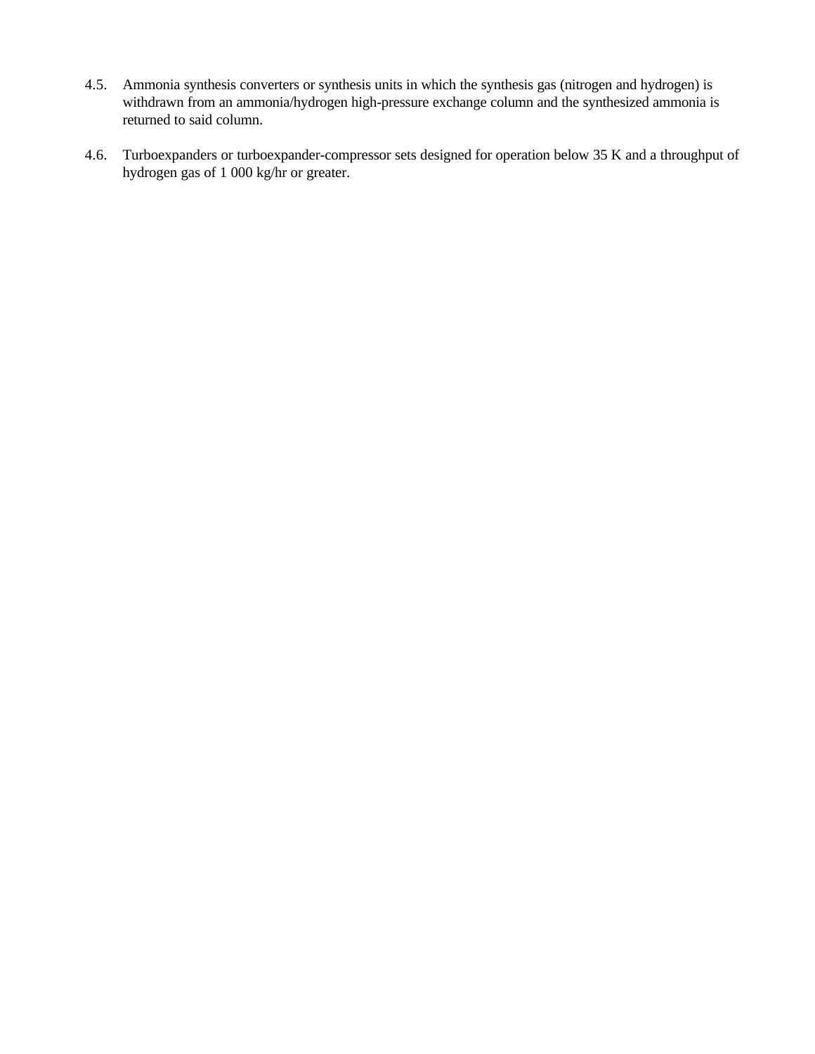4.5. Ammonia synthesis converters or synthesis units in which the synthesis gas (nitrogen and hydrogen) is withdrawn from an ammonia/hydrogen high-pressure exchange column and the synthesized ammonia is returned to said column.

4.6. Turboexpanders or turboexpander-compressor sets designed for operation below 35 K and a throughput of hydrogen gas of 1 000 kg/hr or greater.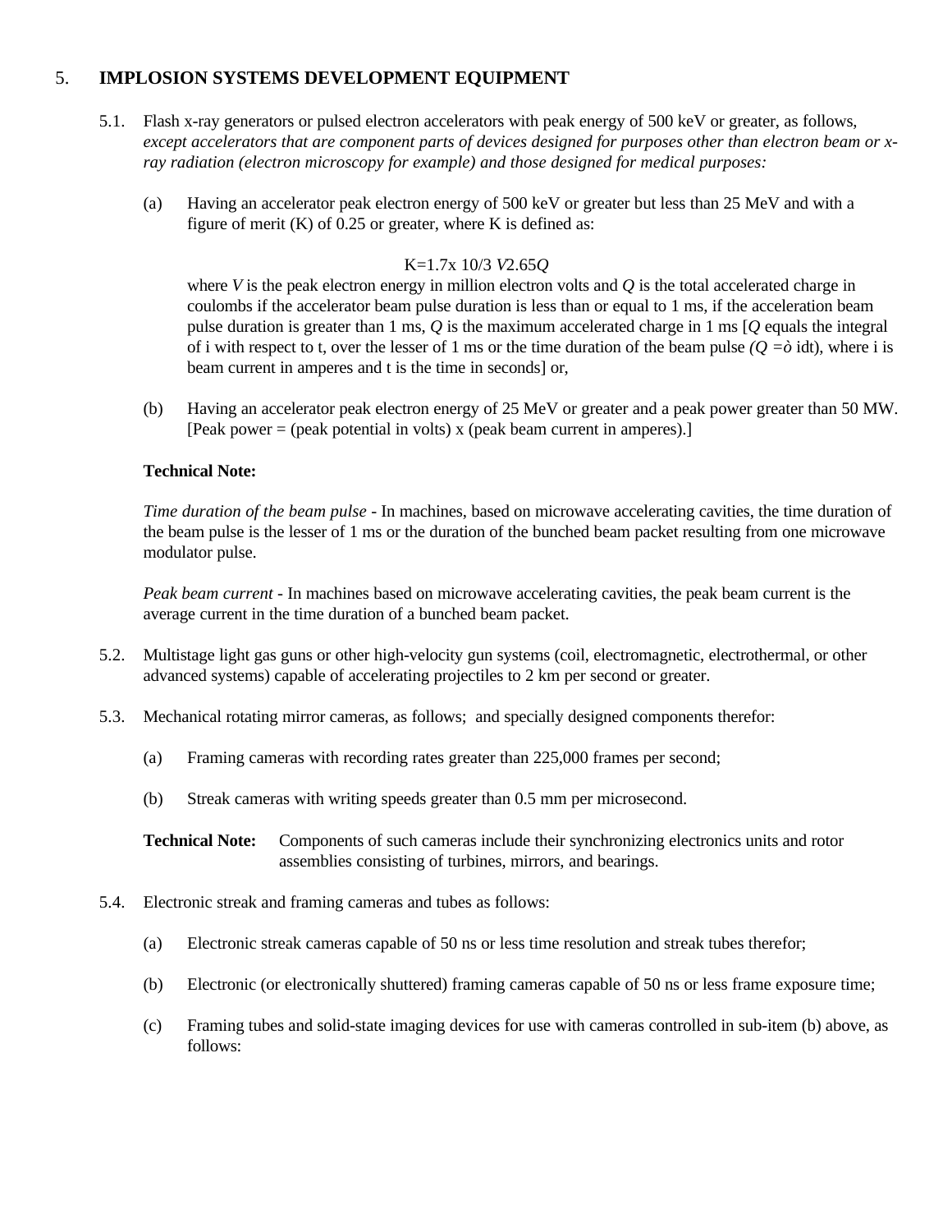## 5. IMPLOSION SYSTEMS DEVELOPMENT EQUIPMENT

5.1. Flash x-ray generators or pulsed electron accelerators with peak energy of 500 keV or greater, as follows, *except accelerators that are component parts of devices designed for purposes other than electron beam or x-ray radiation (electron microscopy for example) and those designed for medical purposes:*

(a) Having an accelerator peak electron energy of 500 keV or greater but less than 25 MeV and with a figure of merit (K) of 0.25 or greater, where K is defined as:

$$K=1.7x\ 10/3\ V2.65Q$$

where $V$ is the peak electron energy in million electron volts and $Q$ is the total accelerated charge in coulombs if the accelerator beam pulse duration is less than or equal to 1 ms, if the acceleration beam pulse duration is greater than 1 ms, $Q$ is the maximum accelerated charge in 1 ms [$Q$ equals the integral of i with respect to t, over the lesser of 1 ms or the time duration of the beam pulse *(Q =ò* idt), where i is beam current in amperes and t is the time in seconds] or,

(b) Having an accelerator peak electron energy of 25 MeV or greater and a peak power greater than 50 MW. [Peak power = (peak potential in volts) x (peak beam current in amperes).]

**Technical Note:**

*Time duration of the beam pulse* - In machines, based on microwave accelerating cavities, the time duration of the beam pulse is the lesser of 1 ms or the duration of the bunched beam packet resulting from one microwave modulator pulse.

*Peak beam current* - In machines based on microwave accelerating cavities, the peak beam current is the average current in the time duration of a bunched beam packet.

5.2. Multistage light gas guns or other high-velocity gun systems (coil, electromagnetic, electrothermal, or other advanced systems) capable of accelerating projectiles to 2 km per second or greater.

5.3. Mechanical rotating mirror cameras, as follows; and specially designed components therefor:

(a) Framing cameras with recording rates greater than 225,000 frames per second;

(b) Streak cameras with writing speeds greater than 0.5 mm per microsecond.

**Technical Note:** Components of such cameras include their synchronizing electronics units and rotor assemblies consisting of turbines, mirrors, and bearings.

5.4. Electronic streak and framing cameras and tubes as follows:

(a) Electronic streak cameras capable of 50 ns or less time resolution and streak tubes therefor;

(b) Electronic (or electronically shuttered) framing cameras capable of 50 ns or less frame exposure time;

(c) Framing tubes and solid-state imaging devices for use with cameras controlled in sub-item (b) above, as follows: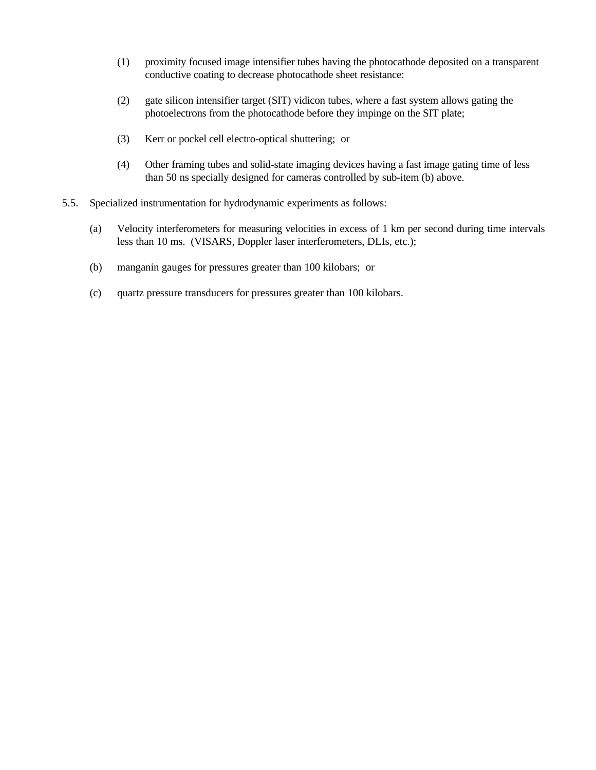(1) proximity focused image intensifier tubes having the photocathode deposited on a transparent conductive coating to decrease photocathode sheet resistance:

(2) gate silicon intensifier target (SIT) vidicon tubes, where a fast system allows gating the photoelectrons from the photocathode before they impinge on the SIT plate;

(3) Kerr or pockel cell electro-optical shuttering; or

(4) Other framing tubes and solid-state imaging devices having a fast image gating time of less than 50 ns specially designed for cameras controlled by sub-item (b) above.

5.5. Specialized instrumentation for hydrodynamic experiments as follows:

(a) Velocity interferometers for measuring velocities in excess of 1 km per second during time intervals less than 10 ms. (VISARS, Doppler laser interferometers, DLIs, etc.);

(b) manganin gauges for pressures greater than 100 kilobars; or

(c) quartz pressure transducers for pressures greater than 100 kilobars.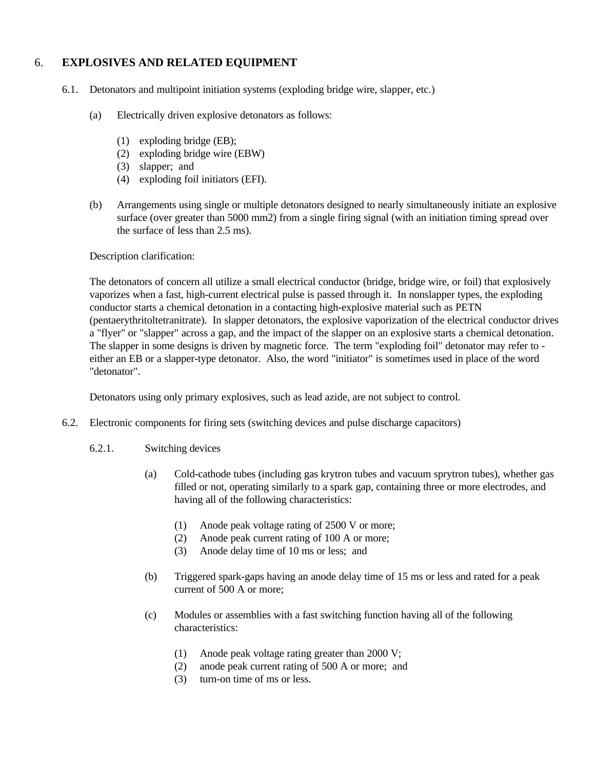# 6. EXPLOSIVES AND RELATED EQUIPMENT

6.1. Detonators and multipoint initiation systems (exploding bridge wire, slapper, etc.)

(a) Electrically driven explosive detonators as follows:

(1) exploding bridge (EB);
(2) exploding bridge wire (EBW)
(3) slapper; and
(4) exploding foil initiators (EFI).

(b) Arrangements using single or multiple detonators designed to nearly simultaneously initiate an explosive surface (over greater than 5000 mm2) from a single firing signal (with an initiation timing spread over the surface of less than 2.5 ms).

Description clarification:

The detonators of concern all utilize a small electrical conductor (bridge, bridge wire, or foil) that explosively vaporizes when a fast, high-current electrical pulse is passed through it. In nonslapper types, the exploding conductor starts a chemical detonation in a contacting high-explosive material such as PETN (pentaerythritoltetranitrate). In slapper detonators, the explosive vaporization of the electrical conductor drives a "flyer" or "slapper" across a gap, and the impact of the slapper on an explosive starts a chemical detonation. The slapper in some designs is driven by magnetic force. The term "exploding foil" detonator may refer to - either an EB or a slapper-type detonator. Also, the word "initiator" is sometimes used in place of the word "detonator".

Detonators using only primary explosives, such as lead azide, are not subject to control.

6.2. Electronic components for firing sets (switching devices and pulse discharge capacitors)

6.2.1. Switching devices

(a) Cold-cathode tubes (including gas krytron tubes and vacuum sprytron tubes), whether gas filled or not, operating similarly to a spark gap, containing three or more electrodes, and having all of the following characteristics:

(1) Anode peak voltage rating of 2500 V or more;
(2) Anode peak current rating of 100 A or more;
(3) Anode delay time of 10 ms or less; and

(b) Triggered spark-gaps having an anode delay time of 15 ms or less and rated for a peak current of 500 A or more;

(c) Modules or assemblies with a fast switching function having all of the following characteristics:

(1) Anode peak voltage rating greater than 2000 V;
(2) anode peak current rating of 500 A or more; and
(3) turn-on time of ms or less.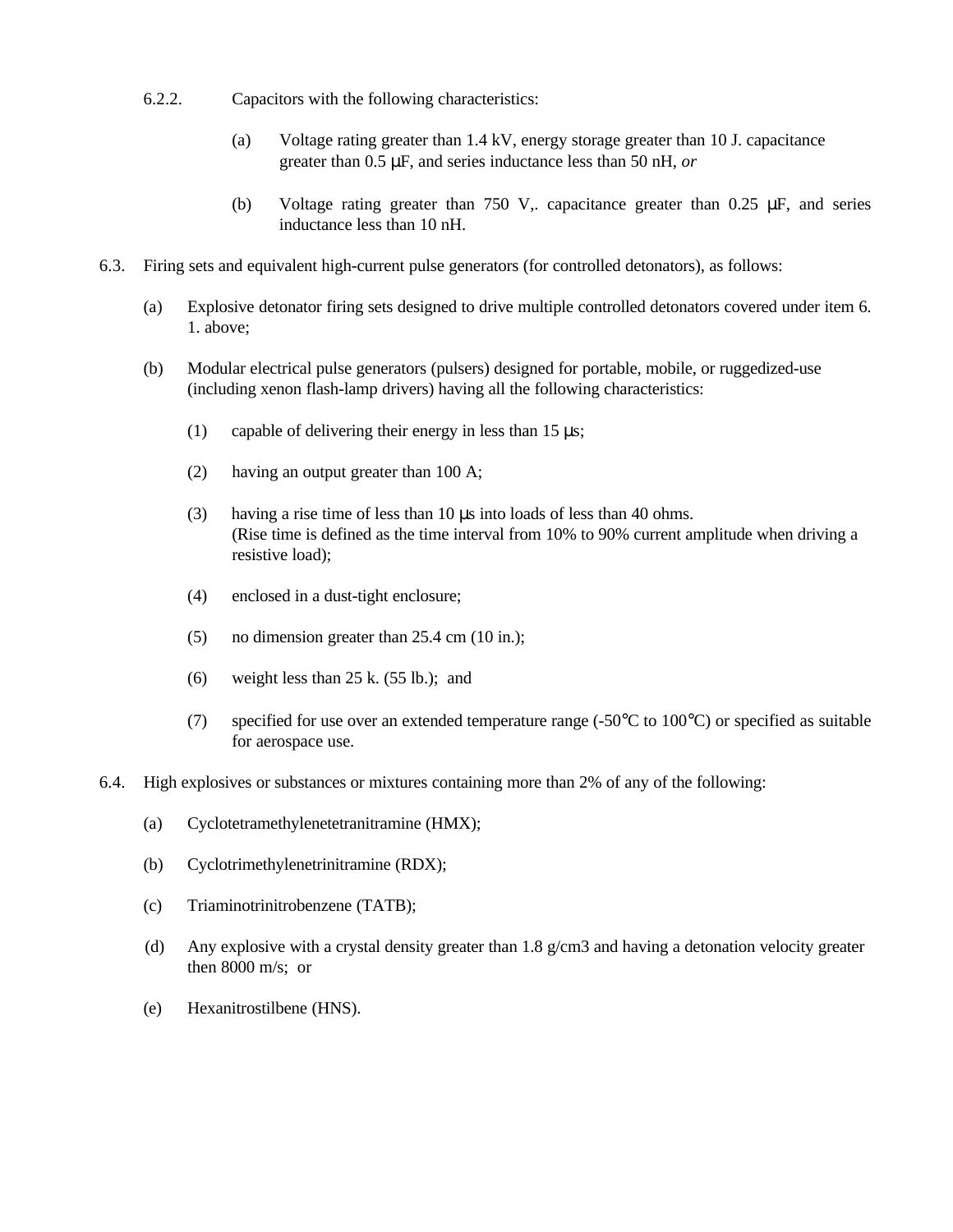6.2.2. Capacitors with the following characteristics:

(a) Voltage rating greater than 1.4 kV, energy storage greater than 10 J. capacitance greater than 0.5 μF, and series inductance less than 50 nH, *or*

(b) Voltage rating greater than 750 V,. capacitance greater than 0.25 μF, and series inductance less than 10 nH.

6.3. Firing sets and equivalent high-current pulse generators (for controlled detonators), as follows:

(a) Explosive detonator firing sets designed to drive multiple controlled detonators covered under item 6. 1. above;

(b) Modular electrical pulse generators (pulsers) designed for portable, mobile, or ruggedized-use (including xenon flash-lamp drivers) having all the following characteristics:

(1) capable of delivering their energy in less than 15 μs;

(2) having an output greater than 100 A;

(3) having a rise time of less than 10 μs into loads of less than 40 ohms. (Rise time is defined as the time interval from 10% to 90% current amplitude when driving a resistive load);

(4) enclosed in a dust-tight enclosure;

(5) no dimension greater than 25.4 cm (10 in.);

(6) weight less than 25 k. (55 lb.); and

(7) specified for use over an extended temperature range (-50°C to 100°C) or specified as suitable for aerospace use.

6.4. High explosives or substances or mixtures containing more than 2% of any of the following:

(a) Cyclotetramethylenetetranitramine (HMX);

(b) Cyclotrimethylenetrinitramine (RDX);

(c) Triaminotrinitrobenzene (TATB);

(d) Any explosive with a crystal density greater than 1.8 g/cm3 and having a detonation velocity greater then 8000 m/s; or

(e) Hexanitrostilbene (HNS).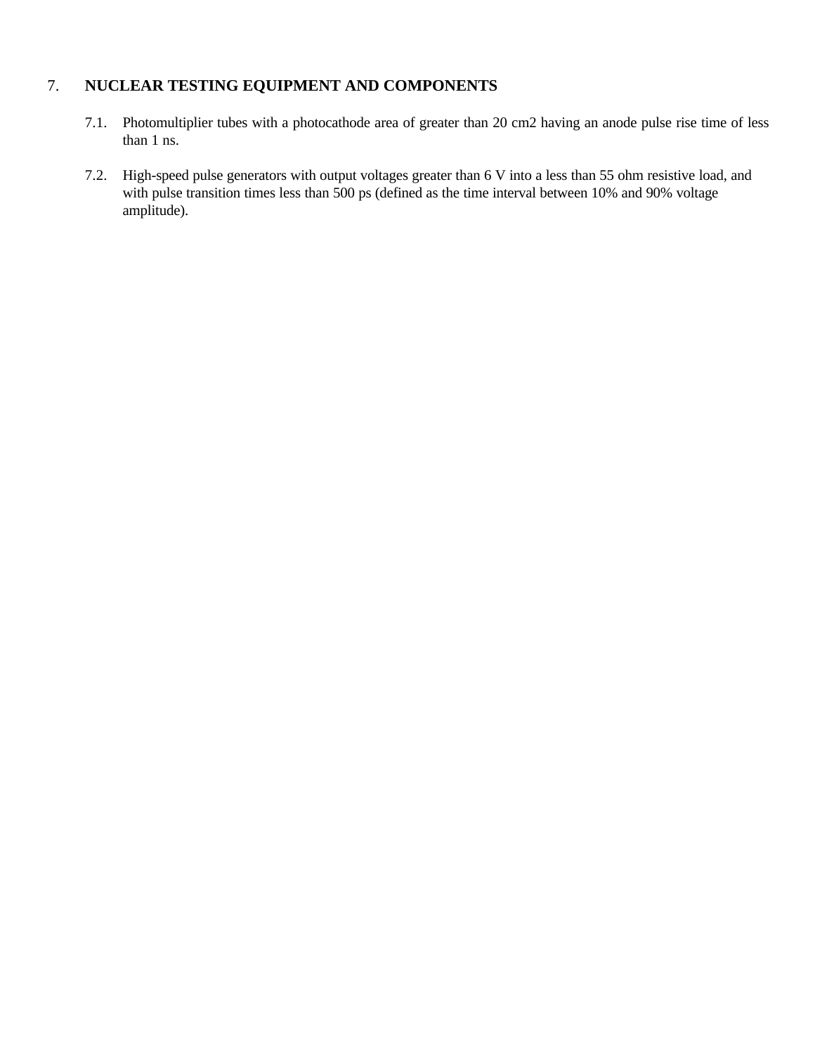## 7. NUCLEAR TESTING EQUIPMENT AND COMPONENTS

7.1. Photomultiplier tubes with a photocathode area of greater than 20 cm2 having an anode pulse rise time of less than 1 ns.

7.2. High-speed pulse generators with output voltages greater than 6 V into a less than 55 ohm resistive load, and with pulse transition times less than 500 ps (defined as the time interval between 10% and 90% voltage amplitude).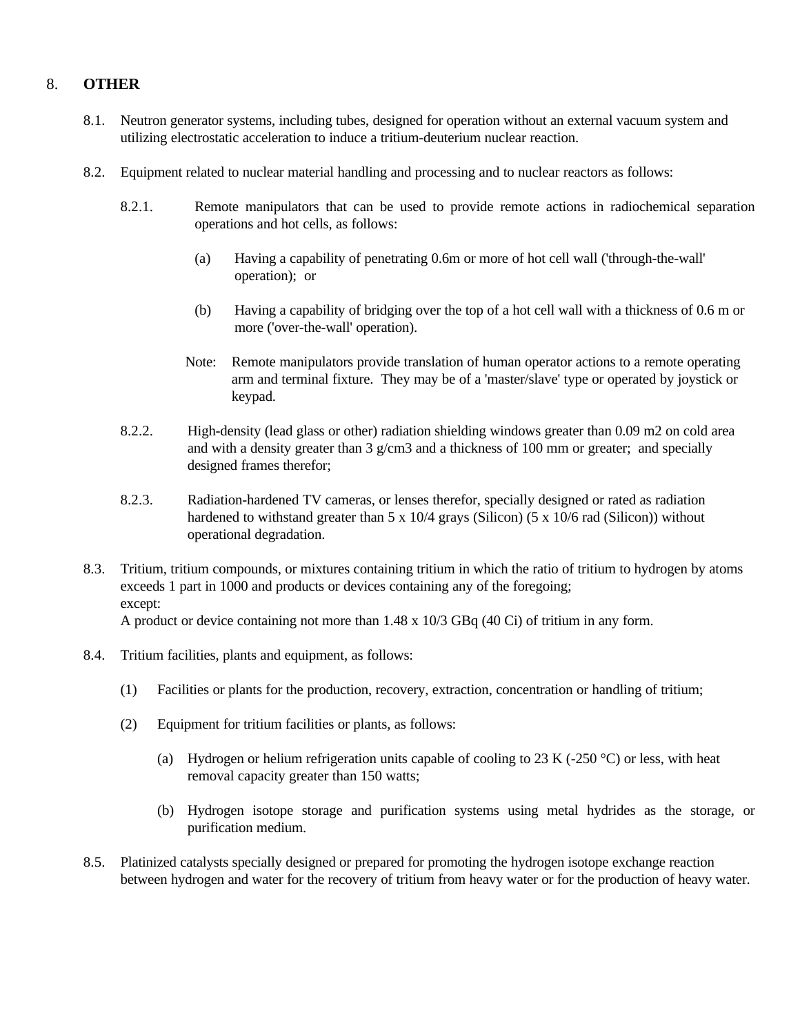## 8. OTHER

8.1. Neutron generator systems, including tubes, designed for operation without an external vacuum system and utilizing electrostatic acceleration to induce a tritium-deuterium nuclear reaction.

8.2. Equipment related to nuclear material handling and processing and to nuclear reactors as follows:

8.2.1. Remote manipulators that can be used to provide remote actions in radiochemical separation operations and hot cells, as follows:

(a) Having a capability of penetrating 0.6m or more of hot cell wall ('through-the-wall' operation); or

(b) Having a capability of bridging over the top of a hot cell wall with a thickness of 0.6 m or more ('over-the-wall' operation).

Note: Remote manipulators provide translation of human operator actions to a remote operating arm and terminal fixture. They may be of a 'master/slave' type or operated by joystick or keypad.

8.2.2. High-density (lead glass or other) radiation shielding windows greater than 0.09 m2 on cold area and with a density greater than 3 g/cm3 and a thickness of 100 mm or greater; and specially designed frames therefor;

8.2.3. Radiation-hardened TV cameras, or lenses therefor, specially designed or rated as radiation hardened to withstand greater than 5 x 10/4 grays (Silicon) (5 x 10/6 rad (Silicon)) without operational degradation.

8.3. Tritium, tritium compounds, or mixtures containing tritium in which the ratio of tritium to hydrogen by atoms exceeds 1 part in 1000 and products or devices containing any of the foregoing;
except:
A product or device containing not more than 1.48 x 10/3 GBq (40 Ci) of tritium in any form.

8.4. Tritium facilities, plants and equipment, as follows:

(1) Facilities or plants for the production, recovery, extraction, concentration or handling of tritium;

(2) Equipment for tritium facilities or plants, as follows:

(a) Hydrogen or helium refrigeration units capable of cooling to 23 K (-250 °C) or less, with heat removal capacity greater than 150 watts;

(b) Hydrogen isotope storage and purification systems using metal hydrides as the storage, or purification medium.

8.5. Platinized catalysts specially designed or prepared for promoting the hydrogen isotope exchange reaction between hydrogen and water for the recovery of tritium from heavy water or for the production of heavy water.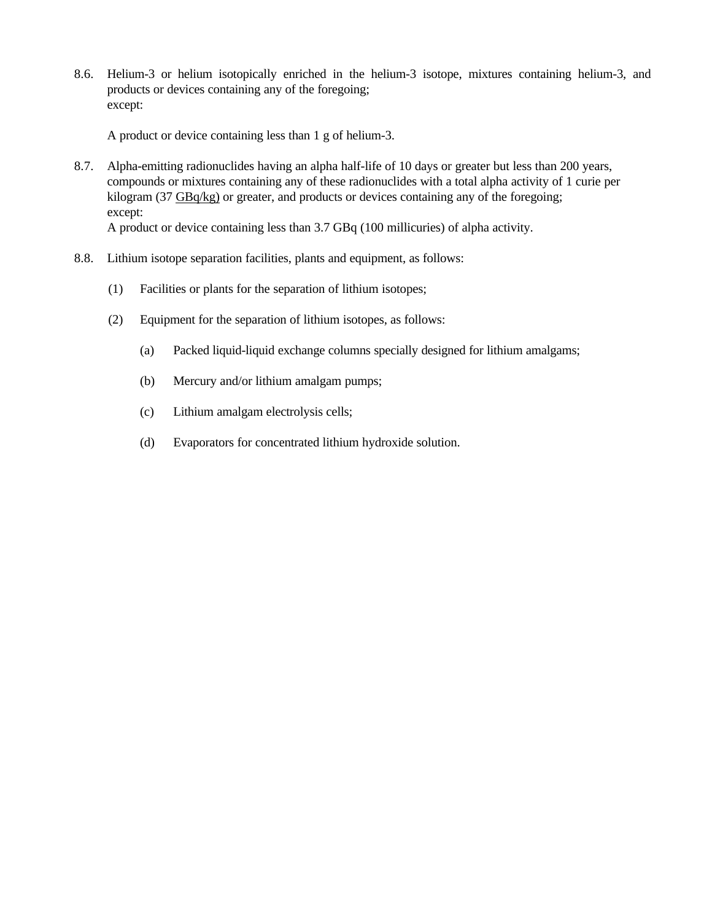8.6. Helium-3 or helium isotopically enriched in the helium-3 isotope, mixtures containing helium-3, and products or devices containing any of the foregoing;
except:

A product or device containing less than 1 g of helium-3.

8.7. Alpha-emitting radionuclides having an alpha half-life of 10 days or greater but less than 200 years, compounds or mixtures containing any of these radionuclides with a total alpha activity of 1 curie per kilogram (37 GBq/kg) or greater, and products or devices containing any of the foregoing;
except:
A product or device containing less than 3.7 GBq (100 millicuries) of alpha activity.

8.8. Lithium isotope separation facilities, plants and equipment, as follows:

(1) Facilities or plants for the separation of lithium isotopes;

(2) Equipment for the separation of lithium isotopes, as follows:

(a) Packed liquid-liquid exchange columns specially designed for lithium amalgams;

(b) Mercury and/or lithium amalgam pumps;

(c) Lithium amalgam electrolysis cells;

(d) Evaporators for concentrated lithium hydroxide solution.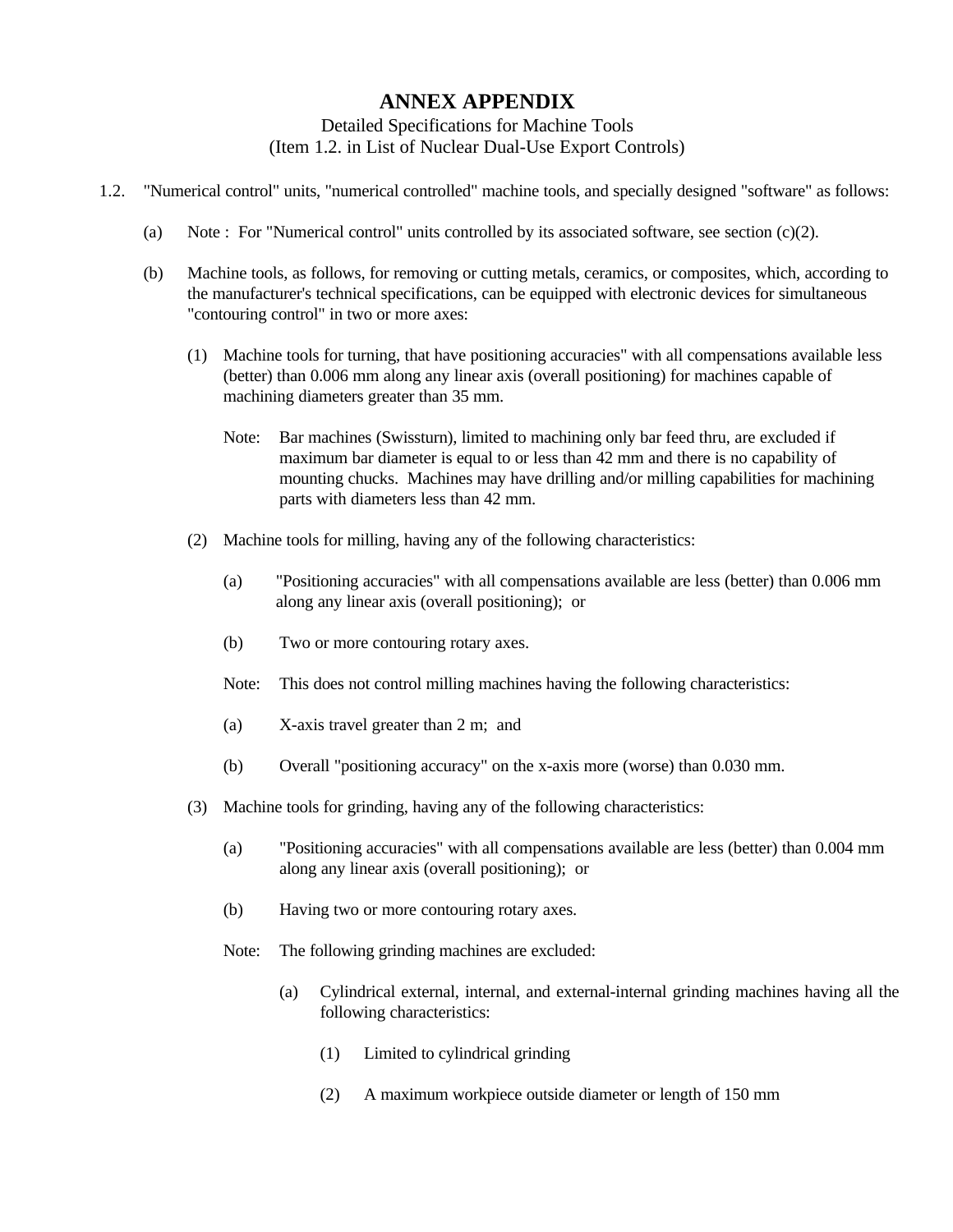# ANNEX APPENDIX

Detailed Specifications for Machine Tools
(Item 1.2. in List of Nuclear Dual-Use Export Controls)

1.2. "Numerical control" units, "numerical controlled" machine tools, and specially designed "software" as follows:

(a) Note : For "Numerical control" units controlled by its associated software, see section (c)(2).

(b) Machine tools, as follows, for removing or cutting metals, ceramics, or composites, which, according to the manufacturer's technical specifications, can be equipped with electronic devices for simultaneous "contouring control" in two or more axes:

(1) Machine tools for turning, that have positioning accuracies" with all compensations available less (better) than 0.006 mm along any linear axis (overall positioning) for machines capable of machining diameters greater than 35 mm.

Note: Bar machines (Swissturn), limited to machining only bar feed thru, are excluded if maximum bar diameter is equal to or less than 42 mm and there is no capability of mounting chucks. Machines may have drilling and/or milling capabilities for machining parts with diameters less than 42 mm.

(2) Machine tools for milling, having any of the following characteristics:

(a) "Positioning accuracies" with all compensations available are less (better) than 0.006 mm along any linear axis (overall positioning); or

(b) Two or more contouring rotary axes.

Note: This does not control milling machines having the following characteristics:

(a) X-axis travel greater than 2 m; and

(b) Overall "positioning accuracy" on the x-axis more (worse) than 0.030 mm.

(3) Machine tools for grinding, having any of the following characteristics:

(a) "Positioning accuracies" with all compensations available are less (better) than 0.004 mm along any linear axis (overall positioning); or

(b) Having two or more contouring rotary axes.

Note: The following grinding machines are excluded:

(a) Cylindrical external, internal, and external-internal grinding machines having all the following characteristics:

(1) Limited to cylindrical grinding

(2) A maximum workpiece outside diameter or length of 150 mm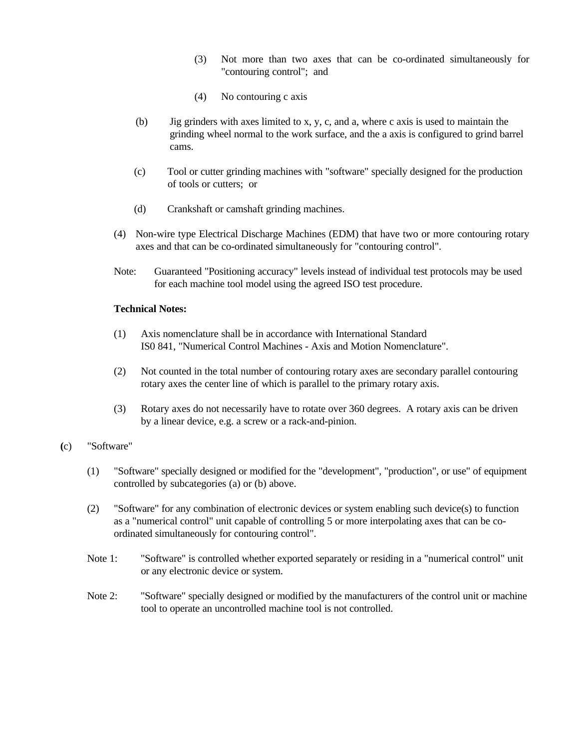(3) Not more than two axes that can be co-ordinated simultaneously for "contouring control"; and

(4) No contouring c axis

(b) Jig grinders with axes limited to x, y, c, and a, where c axis is used to maintain the grinding wheel normal to the work surface, and the a axis is configured to grind barrel cams.

(c) Tool or cutter grinding machines with "software" specially designed for the production of tools or cutters; or

(d) Crankshaft or camshaft grinding machines.

(4) Non-wire type Electrical Discharge Machines (EDM) that have two or more contouring rotary axes and that can be co-ordinated simultaneously for "contouring control".

Note: Guaranteed "Positioning accuracy" levels instead of individual test protocols may be used for each machine tool model using the agreed ISO test procedure.

**Technical Notes:**

(1) Axis nomenclature shall be in accordance with International Standard IS0 841, "Numerical Control Machines - Axis and Motion Nomenclature".

(2) Not counted in the total number of contouring rotary axes are secondary parallel contouring rotary axes the center line of which is parallel to the primary rotary axis.

(3) Rotary axes do not necessarily have to rotate over 360 degrees. A rotary axis can be driven by a linear device, e.g. a screw or a rack-and-pinion.

(c) "Software"

(1) "Software" specially designed or modified for the "development", "production", or use" of equipment controlled by subcategories (a) or (b) above.

(2) "Software" for any combination of electronic devices or system enabling such device(s) to function as a "numerical control" unit capable of controlling 5 or more interpolating axes that can be co-ordinated simultaneously for contouring control".

Note 1: "Software" is controlled whether exported separately or residing in a "numerical control" unit or any electronic device or system.

Note 2: "Software" specially designed or modified by the manufacturers of the control unit or machine tool to operate an uncontrolled machine tool is not controlled.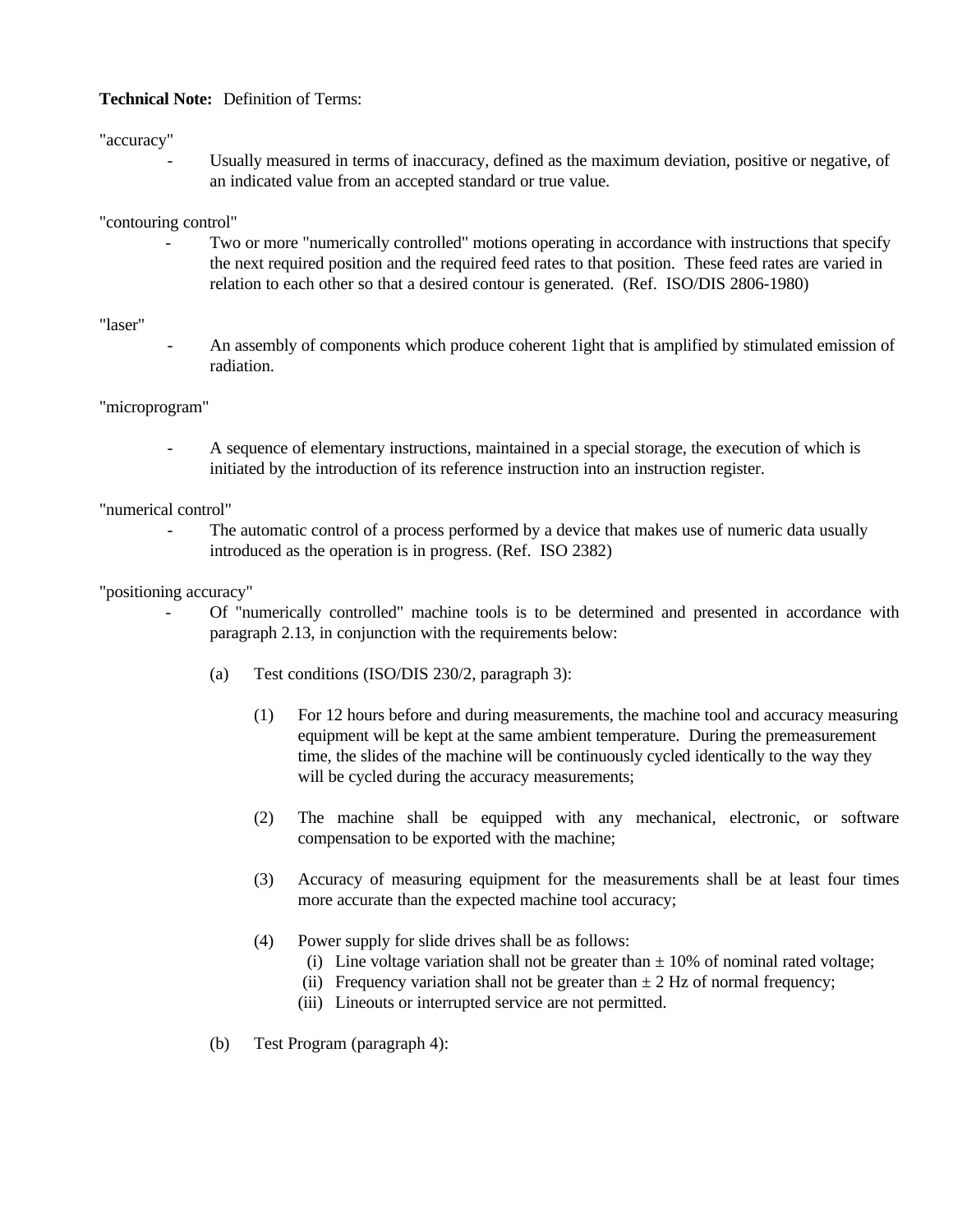**Technical Note:** Definition of Terms:

"accuracy"

- Usually measured in terms of inaccuracy, defined as the maximum deviation, positive or negative, of an indicated value from an accepted standard or true value.

"contouring control"

- Two or more "numerically controlled" motions operating in accordance with instructions that specify the next required position and the required feed rates to that position. These feed rates are varied in relation to each other so that a desired contour is generated. (Ref. ISO/DIS 2806-1980)

"laser"

- An assembly of components which produce coherent 1ight that is amplified by stimulated emission of radiation.

"microprogram"

- A sequence of elementary instructions, maintained in a special storage, the execution of which is initiated by the introduction of its reference instruction into an instruction register.

"numerical control"

- The automatic control of a process performed by a device that makes use of numeric data usually introduced as the operation is in progress. (Ref. ISO 2382)

"positioning accuracy"

- Of "numerically controlled" machine tools is to be determined and presented in accordance with paragraph 2.13, in conjunction with the requirements below:

  (a) Test conditions (ISO/DIS 230/2, paragraph 3):

    (1) For 12 hours before and during measurements, the machine tool and accuracy measuring equipment will be kept at the same ambient temperature. During the premeasurement time, the slides of the machine will be continuously cycled identically to the way they will be cycled during the accuracy measurements;

    (2) The machine shall be equipped with any mechanical, electronic, or software compensation to be exported with the machine;

    (3) Accuracy of measuring equipment for the measurements shall be at least four times more accurate than the expected machine tool accuracy;

    (4) Power supply for slide drives shall be as follows:
      (i) Line voltage variation shall not be greater than ± 10% of nominal rated voltage;
      (ii) Frequency variation shall not be greater than ± 2 Hz of normal frequency;
      (iii) Lineouts or interrupted service are not permitted.

  (b) Test Program (paragraph 4):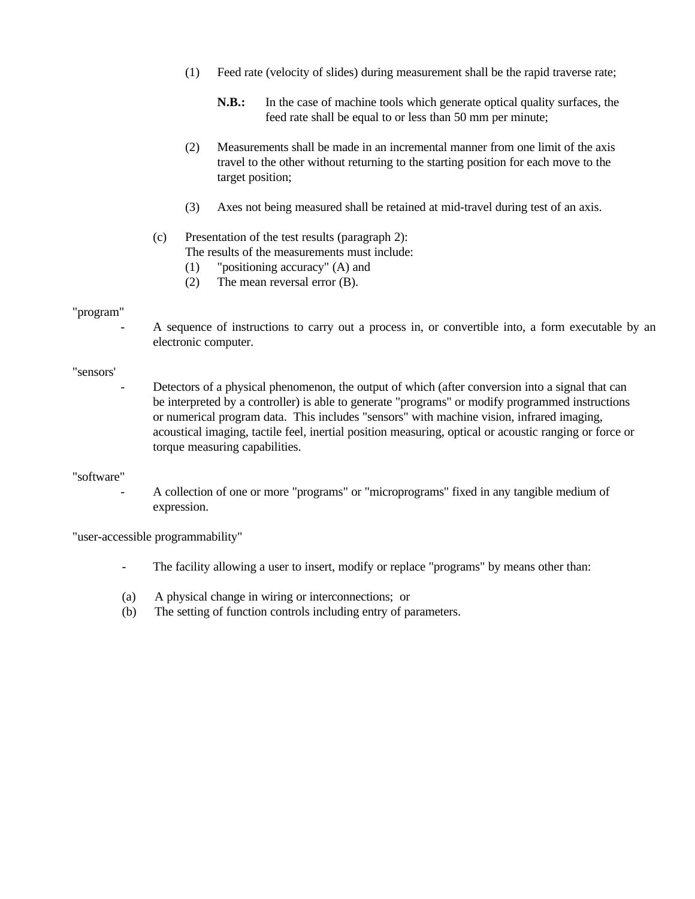(1) Feed rate (velocity of slides) during measurement shall be the rapid traverse rate;

**N.B.:** In the case of machine tools which generate optical quality surfaces, the feed rate shall be equal to or less than 50 mm per minute;

(2) Measurements shall be made in an incremental manner from one limit of the axis travel to the other without returning to the starting position for each move to the target position;

(3) Axes not being measured shall be retained at mid-travel during test of an axis.

(c) Presentation of the test results (paragraph 2):
The results of the measurements must include:
(1) "positioning accuracy" (A) and
(2) The mean reversal error (B).

"program"

- A sequence of instructions to carry out a process in, or convertible into, a form executable by an electronic computer.

"sensors'

- Detectors of a physical phenomenon, the output of which (after conversion into a signal that can be interpreted by a controller) is able to generate "programs" or modify programmed instructions or numerical program data. This includes "sensors" with machine vision, infrared imaging, acoustical imaging, tactile feel, inertial position measuring, optical or acoustic ranging or force or torque measuring capabilities.

"software"

- A collection of one or more "programs" or "microprograms" fixed in any tangible medium of expression.

"user-accessible programmability"

- The facility allowing a user to insert, modify or replace "programs" by means other than:

(a) A physical change in wiring or interconnections; or
(b) The setting of function controls including entry of parameters.